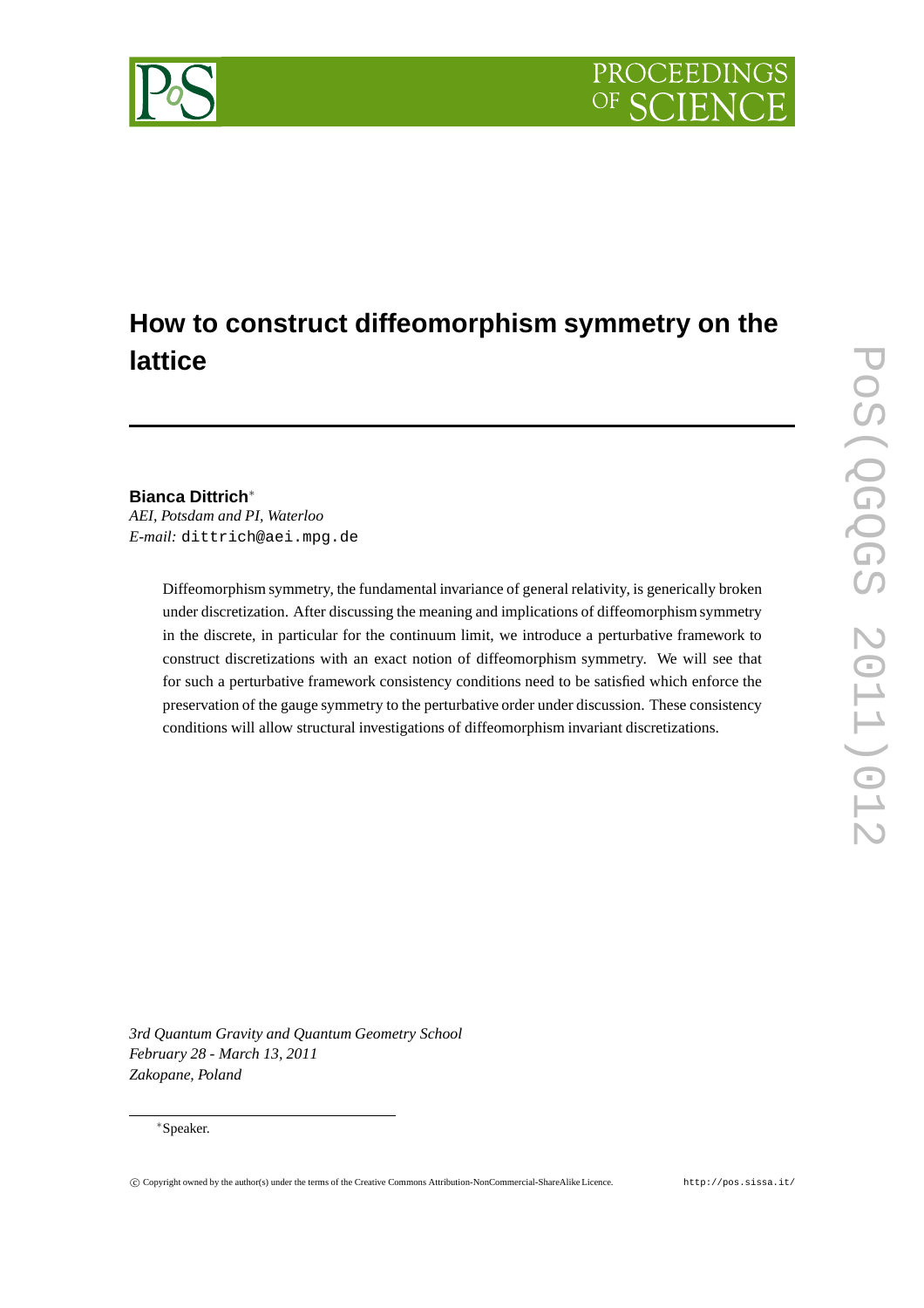# How to construct diffeomorphism symmetry on the lattice

**Bianca Dittrich***
*AEI, Potsdam and PI, Waterloo*
*E-mail:* dittrich@aei.mpg.de

Diffeomorphism symmetry, the fundamental invariance of general relativity, is generically broken under discretization. After discussing the meaning and implications of diffeomorphism symmetry in the discrete, in particular for the continuum limit, we introduce a perturbative framework to construct discretizations with an exact notion of diffeomorphism symmetry. We will see that for such a perturbative framework consistency conditions need to be satisfied which enforce the preservation of the gauge symmetry to the perturbative order under discussion. These consistency conditions will allow structural investigations of diffeomorphism invariant discretizations.

*3rd Quantum Gravity and Quantum Geometry School*
*February 28 - March 13, 2011*
*Zakopane, Poland*

*Speaker.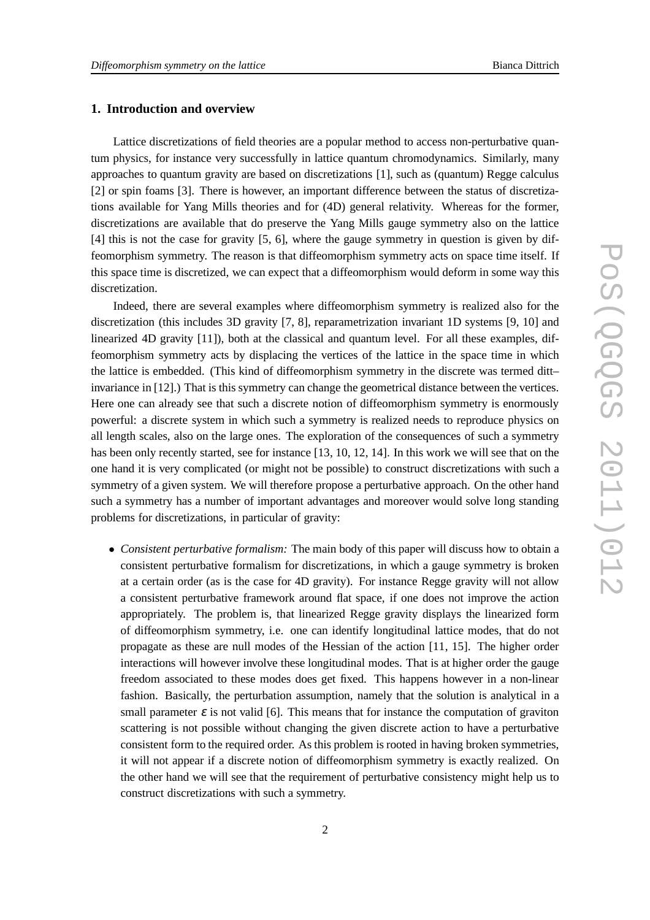## 1. Introduction and overview

Lattice discretizations of field theories are a popular method to access non-perturbative quantum physics, for instance very successfully in lattice quantum chromodynamics. Similarly, many approaches to quantum gravity are based on discretizations [1], such as (quantum) Regge calculus [2] or spin foams [3]. There is however, an important difference between the status of discretizations available for Yang Mills theories and for (4D) general relativity. Whereas for the former, discretizations are available that do preserve the Yang Mills gauge symmetry also on the lattice [4] this is not the case for gravity [5, 6], where the gauge symmetry in question is given by diffeomorphism symmetry. The reason is that diffeomorphism symmetry acts on space time itself. If this space time is discretized, we can expect that a diffeomorphism would deform in some way this discretization.

Indeed, there are several examples where diffeomorphism symmetry is realized also for the discretization (this includes 3D gravity [7, 8], reparametrization invariant 1D systems [9, 10] and linearized 4D gravity [11]), both at the classical and quantum level. For all these examples, diffeomorphism symmetry acts by displacing the vertices of the lattice in the space time in which the lattice is embedded. (This kind of diffeomorphism symmetry in the discrete was termed ditt–invariance in [12].) That is this symmetry can change the geometrical distance between the vertices. Here one can already see that such a discrete notion of diffeomorphism symmetry is enormously powerful: a discrete system in which such a symmetry is realized needs to reproduce physics on all length scales, also on the large ones. The exploration of the consequences of such a symmetry has been only recently started, see for instance [13, 10, 12, 14]. In this work we will see that on the one hand it is very complicated (or might not be possible) to construct discretizations with such a symmetry of a given system. We will therefore propose a perturbative approach. On the other hand such a symmetry has a number of important advantages and moreover would solve long standing problems for discretizations, in particular of gravity:

- *Consistent perturbative formalism:* The main body of this paper will discuss how to obtain a consistent perturbative formalism for discretizations, in which a gauge symmetry is broken at a certain order (as is the case for 4D gravity). For instance Regge gravity will not allow a consistent perturbative framework around flat space, if one does not improve the action appropriately. The problem is, that linearized Regge gravity displays the linearized form of diffeomorphism symmetry, i.e. one can identify longitudinal lattice modes, that do not propagate as these are null modes of the Hessian of the action [11, 15]. The higher order interactions will however involve these longitudinal modes. That is at higher order the gauge freedom associated to these modes does get fixed. This happens however in a non-linear fashion. Basically, the perturbation assumption, namely that the solution is analytical in a small parameter $\varepsilon$ is not valid [6]. This means that for instance the computation of graviton scattering is not possible without changing the given discrete action to have a perturbative consistent form to the required order. As this problem is rooted in having broken symmetries, it will not appear if a discrete notion of diffeomorphism symmetry is exactly realized. On the other hand we will see that the requirement of perturbative consistency might help us to construct discretizations with such a symmetry.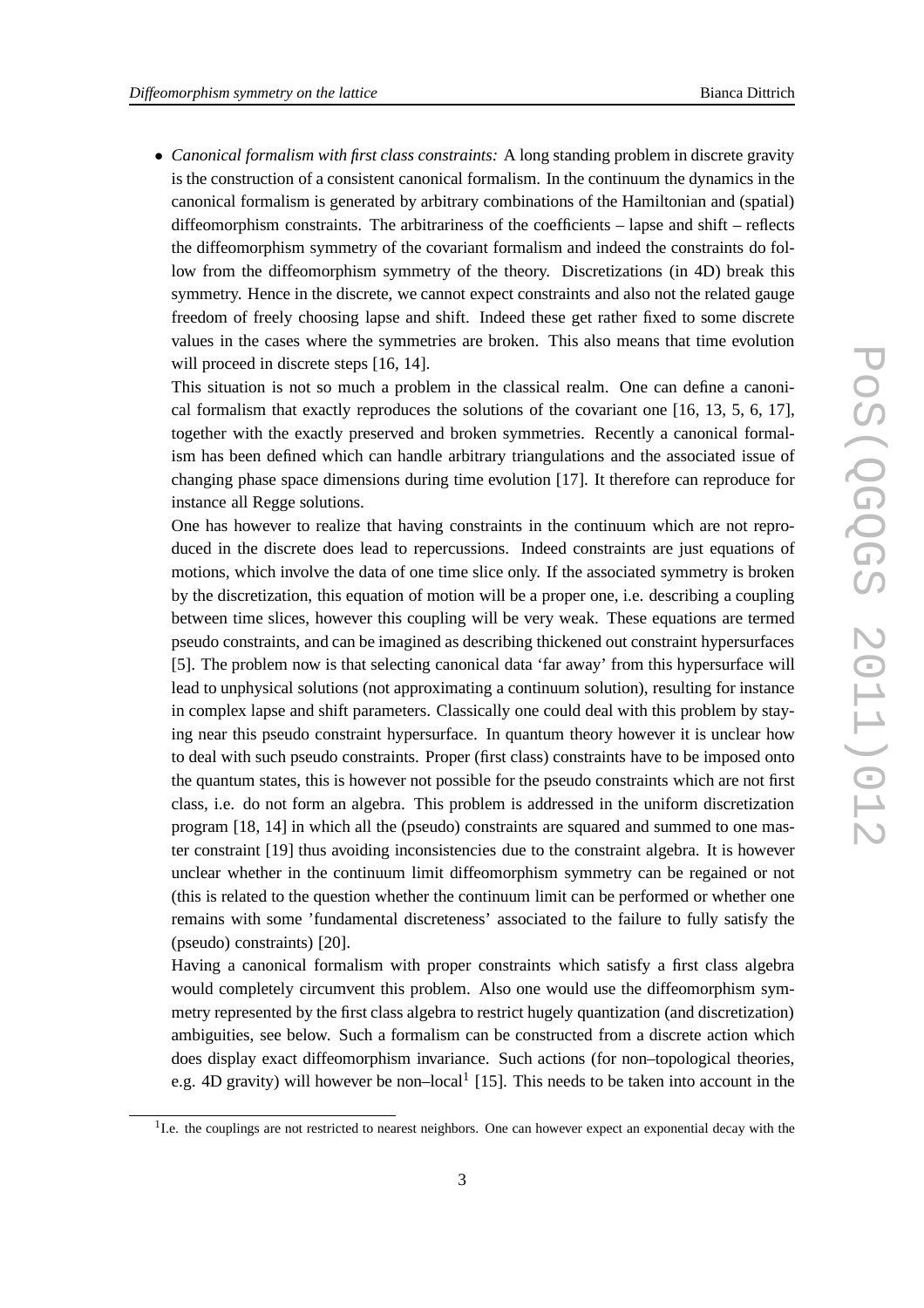- *Canonical formalism with first class constraints:* A long standing problem in discrete gravity is the construction of a consistent canonical formalism. In the continuum the dynamics in the canonical formalism is generated by arbitrary combinations of the Hamiltonian and (spatial) diffeomorphism constraints. The arbitrariness of the coefficients – lapse and shift – reflects the diffeomorphism symmetry of the covariant formalism and indeed the constraints do follow from the diffeomorphism symmetry of the theory. Discretizations (in 4D) break this symmetry. Hence in the discrete, we cannot expect constraints and also not the related gauge freedom of freely choosing lapse and shift. Indeed these get rather fixed to some discrete values in the cases where the symmetries are broken. This also means that time evolution will proceed in discrete steps [16, 14].

  This situation is not so much a problem in the classical realm. One can define a canonical formalism that exactly reproduces the solutions of the covariant one [16, 13, 5, 6, 17], together with the exactly preserved and broken symmetries. Recently a canonical formalism has been defined which can handle arbitrary triangulations and the associated issue of changing phase space dimensions during time evolution [17]. It therefore can reproduce for instance all Regge solutions.

  One has however to realize that having constraints in the continuum which are not reproduced in the discrete does lead to repercussions. Indeed constraints are just equations of motions, which involve the data of one time slice only. If the associated symmetry is broken by the discretization, this equation of motion will be a proper one, i.e. describing a coupling between time slices, however this coupling will be very weak. These equations are termed pseudo constraints, and can be imagined as describing thickened out constraint hypersurfaces [5]. The problem now is that selecting canonical data 'far away' from this hypersurface will lead to unphysical solutions (not approximating a continuum solution), resulting for instance in complex lapse and shift parameters. Classically one could deal with this problem by staying near this pseudo constraint hypersurface. In quantum theory however it is unclear how to deal with such pseudo constraints. Proper (first class) constraints have to be imposed onto the quantum states, this is however not possible for the pseudo constraints which are not first class, i.e. do not form an algebra. This problem is addressed in the uniform discretization program [18, 14] in which all the (pseudo) constraints are squared and summed to one master constraint [19] thus avoiding inconsistencies due to the constraint algebra. It is however unclear whether in the continuum limit diffeomorphism symmetry can be regained or not (this is related to the question whether the continuum limit can be performed or whether one remains with some 'fundamental discreteness' associated to the failure to fully satisfy the (pseudo) constraints) [20].

  Having a canonical formalism with proper constraints which satisfy a first class algebra would completely circumvent this problem. Also one would use the diffeomorphism symmetry represented by the first class algebra to restrict hugely quantization (and discretization) ambiguities, see below. Such a formalism can be constructed from a discrete action which does display exact diffeomorphism invariance. Such actions (for non–topological theories, e.g. 4D gravity) will however be non–local[1] [15]. This needs to be taken into account in the

[1] I.e. the couplings are not restricted to nearest neighbors. One can however expect an exponential decay with the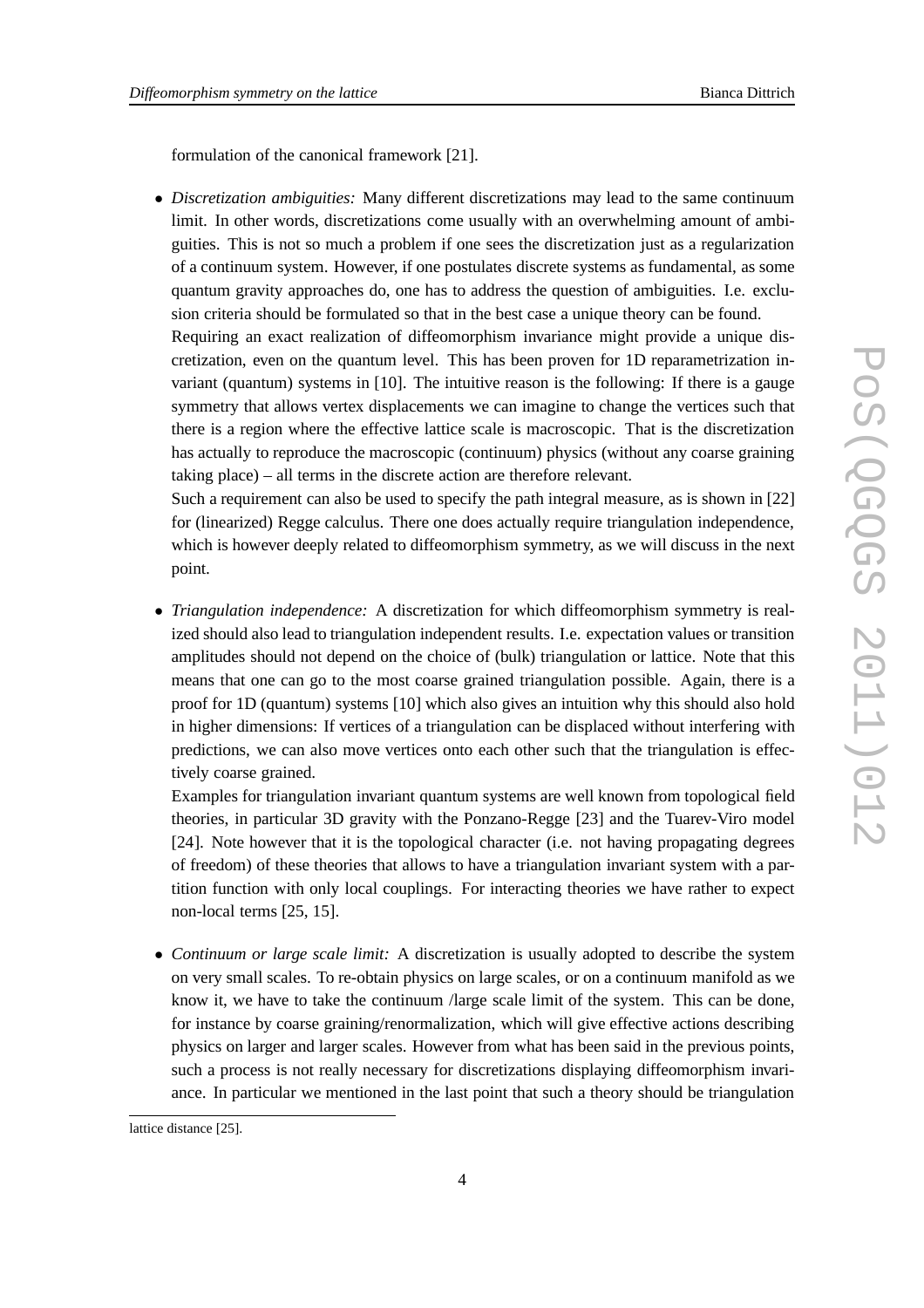formulation of the canonical framework [21].

- *Discretization ambiguities:* Many different discretizations may lead to the same continuum limit. In other words, discretizations come usually with an overwhelming amount of ambiguities. This is not so much a problem if one sees the discretization just as a regularization of a continuum system. However, if one postulates discrete systems as fundamental, as some quantum gravity approaches do, one has to address the question of ambiguities. I.e. exclusion criteria should be formulated so that in the best case a unique theory can be found.

  Requiring an exact realization of diffeomorphism invariance might provide a unique discretization, even on the quantum level. This has been proven for 1D reparametrization invariant (quantum) systems in [10]. The intuitive reason is the following: If there is a gauge symmetry that allows vertex displacements we can imagine to change the vertices such that there is a region where the effective lattice scale is macroscopic. That is the discretization has actually to reproduce the macroscopic (continuum) physics (without any coarse graining taking place) – all terms in the discrete action are therefore relevant.

  Such a requirement can also be used to specify the path integral measure, as is shown in [22] for (linearized) Regge calculus. There one does actually require triangulation independence, which is however deeply related to diffeomorphism symmetry, as we will discuss in the next point.

- *Triangulation independence:* A discretization for which diffeomorphism symmetry is realized should also lead to triangulation independent results. I.e. expectation values or transition amplitudes should not depend on the choice of (bulk) triangulation or lattice. Note that this means that one can go to the most coarse grained triangulation possible. Again, there is a proof for 1D (quantum) systems [10] which also gives an intuition why this should also hold in higher dimensions: If vertices of a triangulation can be displaced without interfering with predictions, we can also move vertices onto each other such that the triangulation is effectively coarse grained.

  Examples for triangulation invariant quantum systems are well known from topological field theories, in particular 3D gravity with the Ponzano-Regge [23] and the Tuarev-Viro model [24]. Note however that it is the topological character (i.e. not having propagating degrees of freedom) of these theories that allows to have a triangulation invariant system with a partition function with only local couplings. For interacting theories we have rather to expect non-local terms [25, 15].

- *Continuum or large scale limit:* A discretization is usually adopted to describe the system on very small scales. To re-obtain physics on large scales, or on a continuum manifold as we know it, we have to take the continuum /large scale limit of the system. This can be done, for instance by coarse graining/renormalization, which will give effective actions describing physics on larger and larger scales. However from what has been said in the previous points, such a process is not really necessary for discretizations displaying diffeomorphism invariance. In particular we mentioned in the last point that such a theory should be triangulation

lattice distance [25].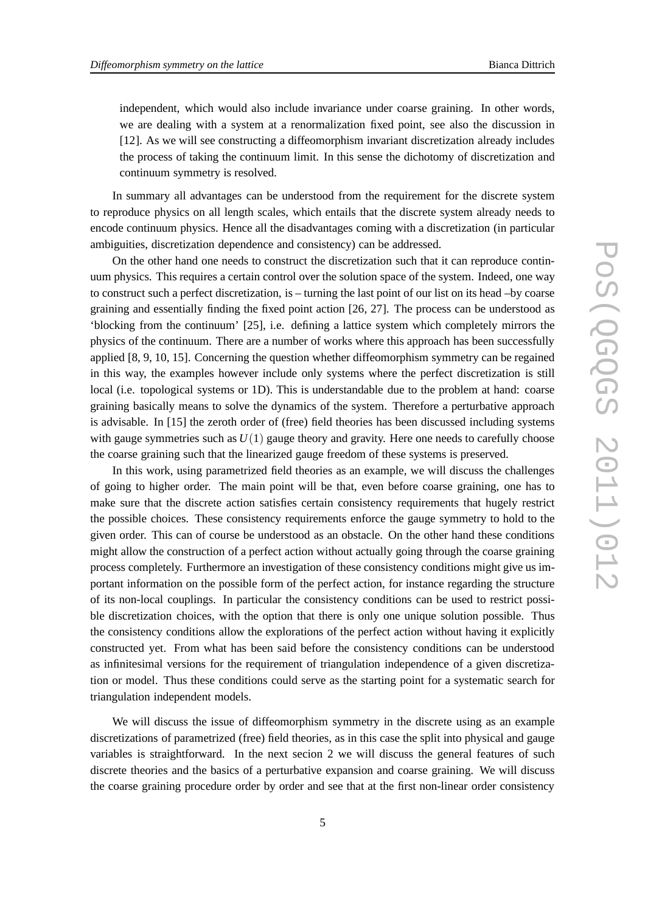independent, which would also include invariance under coarse graining. In other words, we are dealing with a system at a renormalization fixed point, see also the discussion in [12]. As we will see constructing a diffeomorphism invariant discretization already includes the process of taking the continuum limit. In this sense the dichotomy of discretization and continuum symmetry is resolved.

In summary all advantages can be understood from the requirement for the discrete system to reproduce physics on all length scales, which entails that the discrete system already needs to encode continuum physics. Hence all the disadvantages coming with a discretization (in particular ambiguities, discretization dependence and consistency) can be addressed.

On the other hand one needs to construct the discretization such that it can reproduce continuum physics. This requires a certain control over the solution space of the system. Indeed, one way to construct such a perfect discretization, is – turning the last point of our list on its head –by coarse graining and essentially finding the fixed point action [26, 27]. The process can be understood as 'blocking from the continuum' [25], i.e. defining a lattice system which completely mirrors the physics of the continuum. There are a number of works where this approach has been successfully applied [8, 9, 10, 15]. Concerning the question whether diffeomorphism symmetry can be regained in this way, the examples however include only systems where the perfect discretization is still local (i.e. topological systems or 1D). This is understandable due to the problem at hand: coarse graining basically means to solve the dynamics of the system. Therefore a perturbative approach is advisable. In [15] the zeroth order of (free) field theories has been discussed including systems with gauge symmetries such as $U(1)$ gauge theory and gravity. Here one needs to carefully choose the coarse graining such that the linearized gauge freedom of these systems is preserved.

In this work, using parametrized field theories as an example, we will discuss the challenges of going to higher order. The main point will be that, even before coarse graining, one has to make sure that the discrete action satisfies certain consistency requirements that hugely restrict the possible choices. These consistency requirements enforce the gauge symmetry to hold to the given order. This can of course be understood as an obstacle. On the other hand these conditions might allow the construction of a perfect action without actually going through the coarse graining process completely. Furthermore an investigation of these consistency conditions might give us important information on the possible form of the perfect action, for instance regarding the structure of its non-local couplings. In particular the consistency conditions can be used to restrict possible discretization choices, with the option that there is only one unique solution possible. Thus the consistency conditions allow the explorations of the perfect action without having it explicitly constructed yet. From what has been said before the consistency conditions can be understood as infinitesimal versions for the requirement of triangulation independence of a given discretization or model. Thus these conditions could serve as the starting point for a systematic search for triangulation independent models.

We will discuss the issue of diffeomorphism symmetry in the discrete using as an example discretizations of parametrized (free) field theories, as in this case the split into physical and gauge variables is straightforward. In the next secion 2 we will discuss the general features of such discrete theories and the basics of a perturbative expansion and coarse graining. We will discuss the coarse graining procedure order by order and see that at the first non-linear order consistency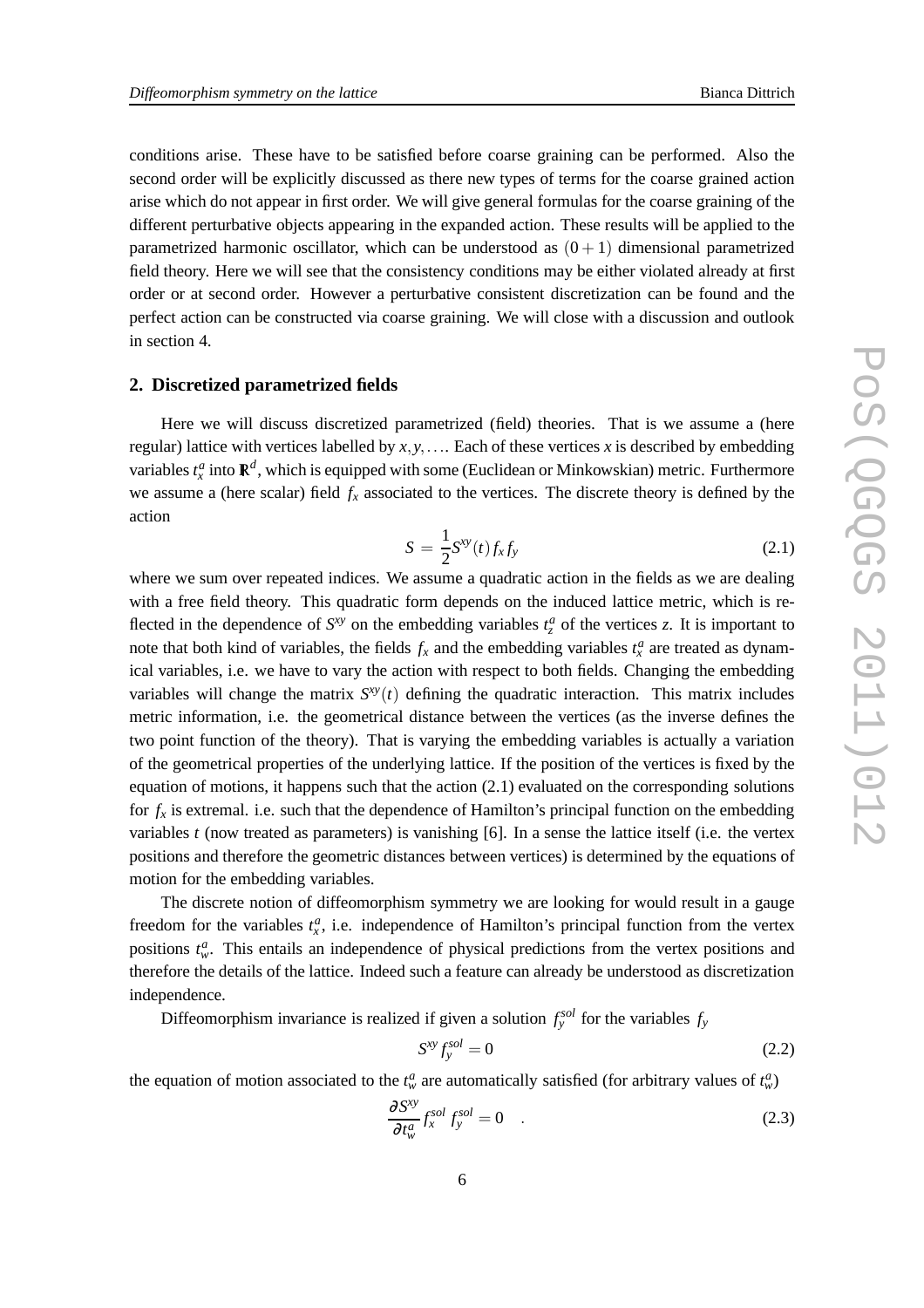conditions arise. These have to be satisfied before coarse graining can be performed. Also the second order will be explicitly discussed as there new types of terms for the coarse grained action arise which do not appear in first order. We will give general formulas for the coarse graining of the different perturbative objects appearing in the expanded action. These results will be applied to the parametrized harmonic oscillator, which can be understood as $(0+1)$ dimensional parametrized field theory. Here we will see that the consistency conditions may be either violated already at first order or at second order. However a perturbative consistent discretization can be found and the perfect action can be constructed via coarse graining. We will close with a discussion and outlook in section 4.

## 2. Discretized parametrized fields

Here we will discuss discretized parametrized (field) theories. That is we assume a (here regular) lattice with vertices labelled by $x, y, \ldots$. Each of these vertices $x$ is described by embedding variables $t^a_x$ into $\mathbb{R}^d$, which is equipped with some (Euclidean or Minkowskian) metric. Furthermore we assume a (here scalar) field $f_x$ associated to the vertices. The discrete theory is defined by the action

$$S = \frac{1}{2} S^{xy}(t) f_x f_y \tag{2.1}$$

where we sum over repeated indices. We assume a quadratic action in the fields as we are dealing with a free field theory. This quadratic form depends on the induced lattice metric, which is reflected in the dependence of $S^{xy}$ on the embedding variables $t^a_z$ of the vertices $z$. It is important to note that both kind of variables, the fields $f_x$ and the embedding variables $t^a_x$ are treated as dynamical variables, i.e. we have to vary the action with respect to both fields. Changing the embedding variables will change the matrix $S^{xy}(t)$ defining the quadratic interaction. This matrix includes metric information, i.e. the geometrical distance between the vertices (as the inverse defines the two point function of the theory). That is varying the embedding variables is actually a variation of the geometrical properties of the underlying lattice. If the position of the vertices is fixed by the equation of motions, it happens such that the action (2.1) evaluated on the corresponding solutions for $f_x$ is extremal. i.e. such that the dependence of Hamilton's principal function on the embedding variables $t$ (now treated as parameters) is vanishing [6]. In a sense the lattice itself (i.e. the vertex positions and therefore the geometric distances between vertices) is determined by the equations of motion for the embedding variables.

The discrete notion of diffeomorphism symmetry we are looking for would result in a gauge freedom for the variables $t^a_x$, i.e. independence of Hamilton's principal function from the vertex positions $t^a_w$. This entails an independence of physical predictions from the vertex positions and therefore the details of the lattice. Indeed such a feature can already be understood as discretization independence.

Diffeomorphism invariance is realized if given a solution $f^{sol}_y$ for the variables $f_y$

$$S^{xy} f^{sol}_y = 0 \tag{2.2}$$

the equation of motion associated to the $t^a_w$ are automatically satisfied (for arbitrary values of $t^a_w$)

$$\frac{\partial S^{xy}}{\partial t^a_w} f^{sol}_x \, f^{sol}_y = 0 \quad . \tag{2.3}$$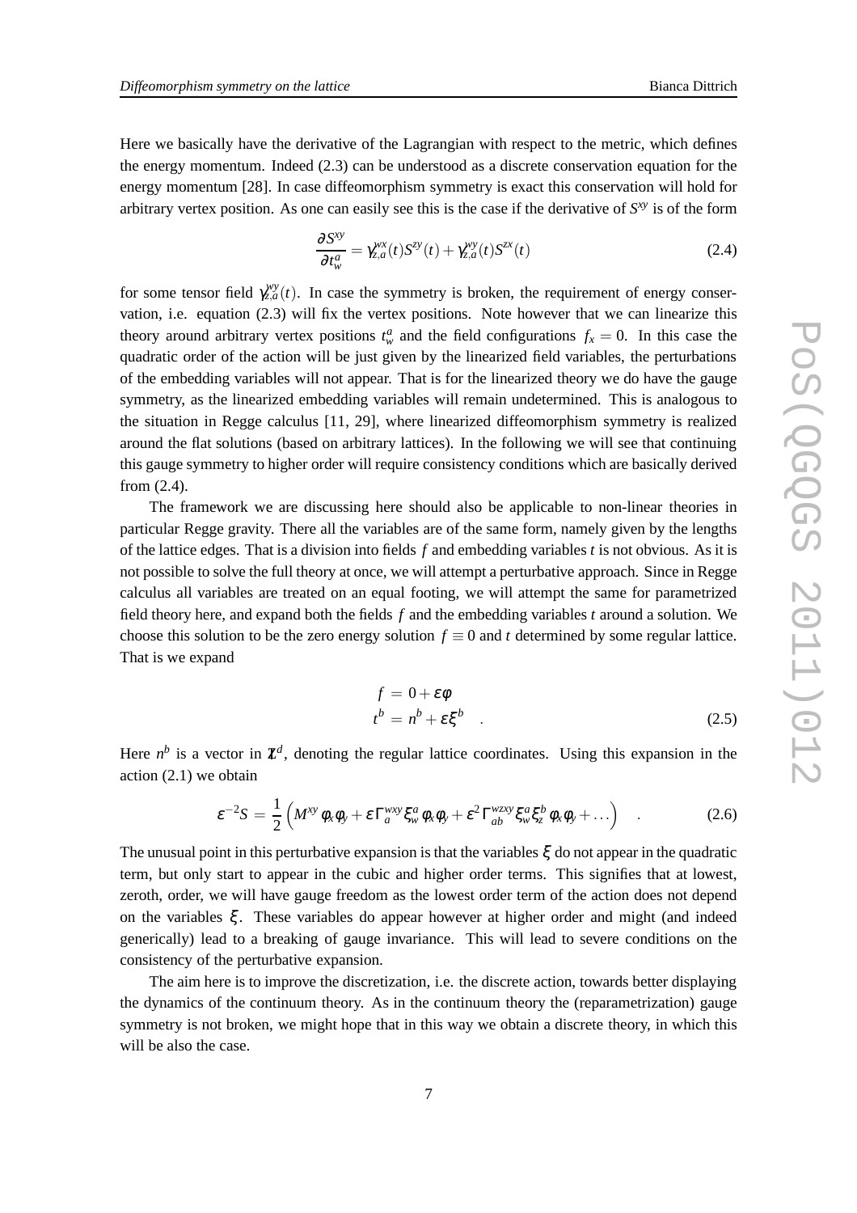Here we basically have the derivative of the Lagrangian with respect to the metric, which defines the energy momentum. Indeed (2.3) can be understood as a discrete conservation equation for the energy momentum [28]. In case diffeomorphism symmetry is exact this conservation will hold for arbitrary vertex position. As one can easily see this is the case if the derivative of $S^{xy}$ is of the form

$$\frac{\partial S^{xy}}{\partial t^a_w} = \gamma^{wx}_{z,a}(t) S^{zy}(t) + \gamma^{wy}_{z,a}(t) S^{zx}(t) \tag{2.4}$$

for some tensor field $\gamma^{wy}_{z,a}(t)$. In case the symmetry is broken, the requirement of energy conservation, i.e. equation (2.3) will fix the vertex positions. Note however that we can linearize this theory around arbitrary vertex positions $t^a_w$ and the field configurations $f_x = 0$. In this case the quadratic order of the action will be just given by the linearized field variables, the perturbations of the embedding variables will not appear. That is for the linearized theory we do have the gauge symmetry, as the linearized embedding variables will remain undetermined. This is analogous to the situation in Regge calculus [11, 29], where linearized diffeomorphism symmetry is realized around the flat solutions (based on arbitrary lattices). In the following we will see that continuing this gauge symmetry to higher order will require consistency conditions which are basically derived from (2.4).

The framework we are discussing here should also be applicable to non-linear theories in particular Regge gravity. There all the variables are of the same form, namely given by the lengths of the lattice edges. That is a division into fields $f$ and embedding variables $t$ is not obvious. As it is not possible to solve the full theory at once, we will attempt a perturbative approach. Since in Regge calculus all variables are treated on an equal footing, we will attempt the same for parametrized field theory here, and expand both the fields $f$ and the embedding variables $t$ around a solution. We choose this solution to be the zero energy solution $f \equiv 0$ and $t$ determined by some regular lattice. That is we expand

$$\begin{aligned} f &= 0 + \varepsilon \phi \\ t^b &= n^b + \varepsilon \xi^b \quad . \end{aligned} \tag{2.5}$$

Here $n^b$ is a vector in $\mathbb{Z}^d$, denoting the regular lattice coordinates. Using this expansion in the action (2.1) we obtain

$$\varepsilon^{-2} S = \frac{1}{2}\left( M^{xy}\phi_x\phi_y + \varepsilon\, \Gamma^{wxy}_a \xi^a_w \phi_x \phi_y + \varepsilon^2\, \Gamma^{wzxy}_{ab} \xi^a_w \xi^b_z \phi_x \phi_y + \ldots \right) \quad . \tag{2.6}$$

The unusual point in this perturbative expansion is that the variables $\xi$ do not appear in the quadratic term, but only start to appear in the cubic and higher order terms. This signifies that at lowest, zeroth, order, we will have gauge freedom as the lowest order term of the action does not depend on the variables $\xi$. These variables do appear however at higher order and might (and indeed generically) lead to a breaking of gauge invariance. This will lead to severe conditions on the consistency of the perturbative expansion.

The aim here is to improve the discretization, i.e. the discrete action, towards better displaying the dynamics of the continuum theory. As in the continuum theory the (reparametrization) gauge symmetry is not broken, we might hope that in this way we obtain a discrete theory, in which this will be also the case.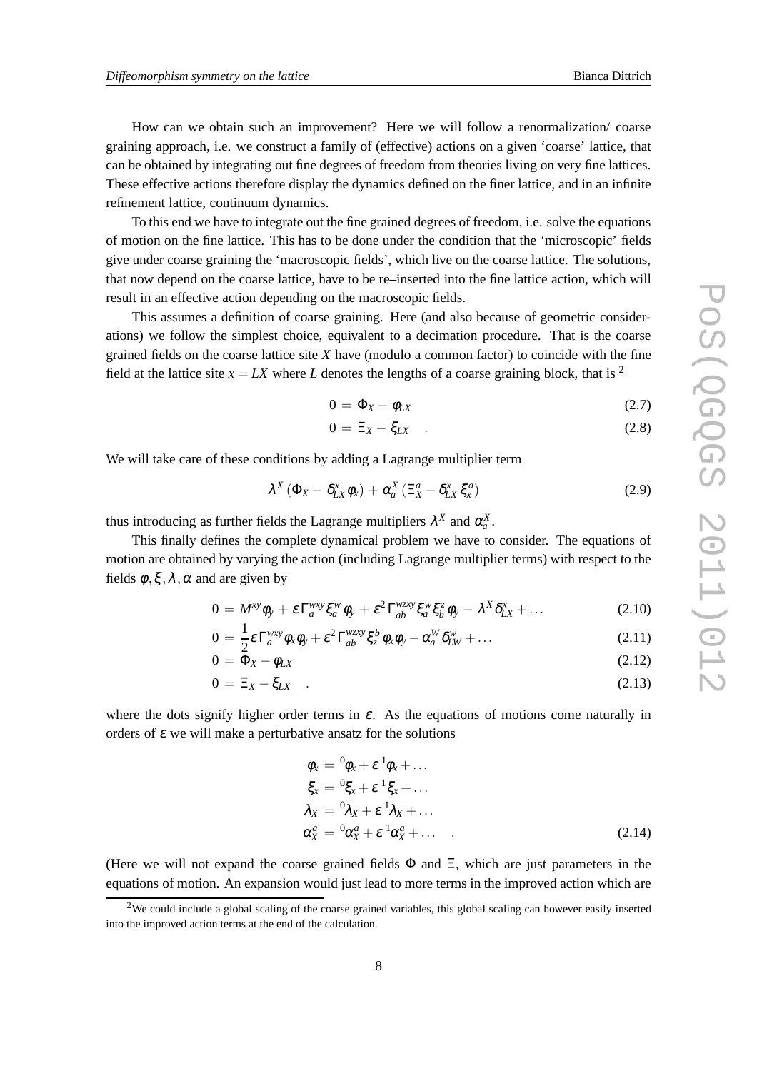How can we obtain such an improvement? Here we will follow a renormalization/ coarse graining approach, i.e. we construct a family of (effective) actions on a given 'coarse' lattice, that can be obtained by integrating out fine degrees of freedom from theories living on very fine lattices. These effective actions therefore display the dynamics defined on the finer lattice, and in an infinite refinement lattice, continuum dynamics.

To this end we have to integrate out the fine grained degrees of freedom, i.e. solve the equations of motion on the fine lattice. This has to be done under the condition that the 'microscopic' fields give under coarse graining the 'macroscopic fields', which live on the coarse lattice. The solutions, that now depend on the coarse lattice, have to be re–inserted into the fine lattice action, which will result in an effective action depending on the macroscopic fields.

This assumes a definition of coarse graining. Here (and also because of geometric considerations) we follow the simplest choice, equivalent to a decimation procedure. That is the coarse grained fields on the coarse lattice site $X$ have (modulo a common factor) to coincide with the fine field at the lattice site $x = LX$ where $L$ denotes the lengths of a coarse graining block, that is [2]

$$
\begin{aligned}
0 &= \Phi_X - \phi_{LX} && (2.7)\\
0 &= \Xi_X - \xi_{LX} \quad . && (2.8)
\end{aligned}
$$

We will take care of these conditions by adding a Lagrange multiplier term

$$
\lambda^X \left(\Phi_X - \delta^x_{LX}\,\phi_x\right) + \alpha^X_a \left(\Xi^a_X - \delta^x_{LX}\,\xi^a_x\right) \tag{2.9}
$$

thus introducing as further fields the Lagrange multipliers $\lambda^X$ and $\alpha^X_a$.

This finally defines the complete dynamical problem we have to consider. The equations of motion are obtained by varying the action (including Lagrange multiplier terms) with respect to the fields $\phi, \xi, \lambda, \alpha$ and are given by

$$
\begin{aligned}
0 &= M^{xy}\phi_y + \varepsilon\,\Gamma^{wxy}_a\,\xi^w_a\,\phi_y + \varepsilon^2\,\Gamma^{wzxy}_{ab}\,\xi^w_a\,\xi^z_b\,\phi_y - \lambda^X\,\delta^x_{LX} + \ldots && (2.10)\\
0 &= \frac{1}{2}\varepsilon\,\Gamma^{wxy}_a\,\phi_x\,\phi_y + \varepsilon^2\,\Gamma^{wzxy}_{ab}\,\xi^b_z\,\phi_x\,\phi_y - \alpha^W_a\,\delta^w_{LW} + \ldots && (2.11)\\
0 &= \Phi_X - \phi_{LX} && (2.12)\\
0 &= \Xi_X - \xi_{LX} \quad . && (2.13)
\end{aligned}
$$

where the dots signify higher order terms in $\varepsilon$. As the equations of motions come naturally in orders of $\varepsilon$ we will make a perturbative ansatz for the solutions

$$
\begin{aligned}
\phi_x &= {}^0\phi_x + \varepsilon\,{}^1\phi_x + \ldots\\
\xi_x &= {}^0\xi_x + \varepsilon\,{}^1\xi_x + \ldots\\
\lambda_X &= {}^0\lambda_X + \varepsilon\,{}^1\lambda_X + \ldots\\
\alpha^a_X &= {}^0\alpha^a_X + \varepsilon\,{}^1\alpha^a_X + \ldots \quad .
\end{aligned} \tag{2.14}
$$

(Here we will not expand the coarse grained fields $\Phi$ and $\Xi$, which are just parameters in the equations of motion. An expansion would just lead to more terms in the improved action which are

[2] We could include a global scaling of the coarse grained variables, this global scaling can however easily inserted into the improved action terms at the end of the calculation.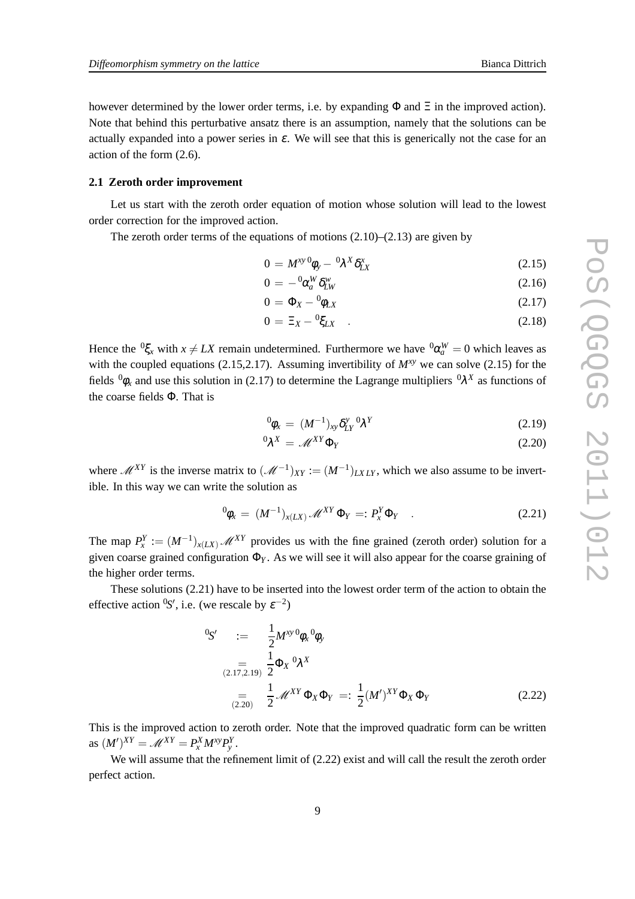however determined by the lower order terms, i.e. by expanding $\Phi$ and $\Xi$ in the improved action). Note that behind this perturbative ansatz there is an assumption, namely that the solutions can be actually expanded into a power series in $\varepsilon$. We will see that this is generically not the case for an action of the form (2.6).

### 2.1 Zeroth order improvement

Let us start with the zeroth order equation of motion whose solution will lead to the lowest order correction for the improved action.

The zeroth order terms of the equations of motions (2.10)–(2.13) are given by

$$0 = M^{xy}\,{}^0\phi_y - {}^0\lambda^X \delta^x_{LX} \tag{2.15}$$

$$0 = -{}^0\alpha^W_a \delta^w_{LW} \tag{2.16}$$

$$0 = \Phi_X - {}^0\phi_{LX} \tag{2.17}$$

$$0 = \Xi_X - {}^0\xi_{LX} \quad . \tag{2.18}$$

Hence the ${}^0\xi_x$ with $x \neq LX$ remain undetermined. Furthermore we have ${}^0\alpha^W_a = 0$ which leaves as with the coupled equations (2.15,2.17). Assuming invertibility of $M^{xy}$ we can solve (2.15) for the fields ${}^0\phi_x$ and use this solution in (2.17) to determine the Lagrange multipliers ${}^0\lambda^X$ as functions of the coarse fields $\Phi$. That is

$${}^0\phi_x = (M^{-1})_{xy} \delta^y_{LY}\, {}^0\lambda^Y \tag{2.19}$$

$${}^0\lambda^X = \mathscr{M}^{XY} \Phi_Y \tag{2.20}$$

where $\mathscr{M}^{XY}$ is the inverse matrix to $(\mathscr{M}^{-1})_{XY} := (M^{-1})_{LX\,LY}$, which we also assume to be invertible. In this way we can write the solution as

$${}^0\phi_x = (M^{-1})_{x(LX)}\, \mathscr{M}^{XY}\, \Phi_Y =: P^Y_x \Phi_Y \quad . \tag{2.21}$$

The map $P^Y_x := (M^{-1})_{x(LX)}\, \mathscr{M}^{XY}$ provides us with the fine grained (zeroth order) solution for a given coarse grained configuration $\Phi_Y$. As we will see it will also appear for the coarse graining of the higher order terms.

These solutions (2.21) have to be inserted into the lowest order term of the action to obtain the effective action ${}^0S'$, i.e. (we rescale by $\varepsilon^{-2}$)

$$\begin{aligned} {}^0S' \quad &:= \quad \frac{1}{2} M^{xy}\, {}^0\phi_x\, {}^0\phi_y \\ &\underset{(2.17,2.19)}{=} \frac{1}{2} \Phi_X\, {}^0\lambda^X \\ &\underset{(2.20)}{=} \quad \frac{1}{2} \mathscr{M}^{XY}\, \Phi_X \Phi_Y \;=:\; \frac{1}{2} (M')^{XY} \Phi_X \Phi_Y \end{aligned} \tag{2.22}$$

This is the improved action to zeroth order. Note that the improved quadratic form can be written as $(M')^{XY} = \mathscr{M}^{XY} = P^X_x M^{xy} P^Y_y$.

We will assume that the refinement limit of (2.22) exist and will call the result the zeroth order perfect action.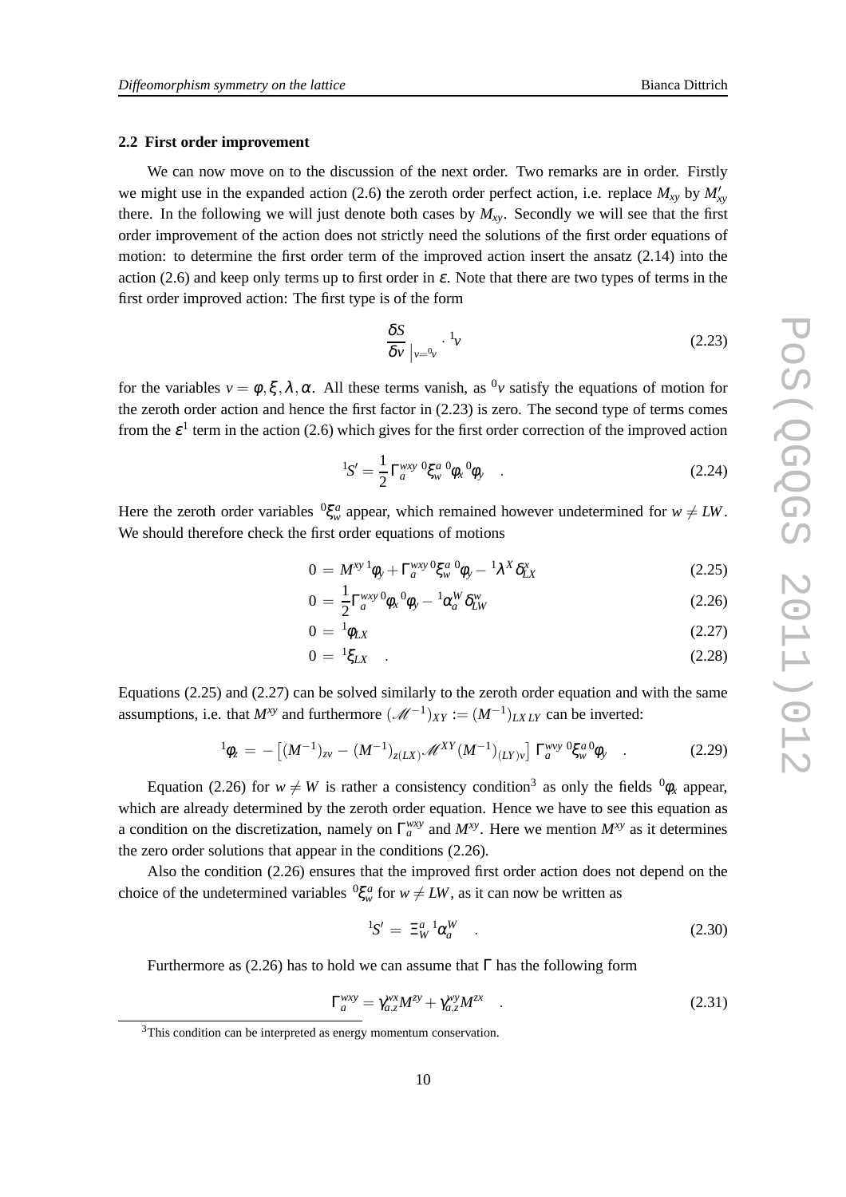### 2.2 First order improvement

We can now move on to the discussion of the next order. Two remarks are in order. Firstly we might use in the expanded action (2.6) the zeroth order perfect action, i.e. replace $M_{xy}$ by $M'_{xy}$ there. In the following we will just denote both cases by $M_{xy}$. Secondly we will see that the first order improvement of the action does not strictly need the solutions of the first order equations of motion: to determine the first order term of the improved action insert the ansatz (2.14) into the action (2.6) and keep only terms up to first order in $\varepsilon$. Note that there are two types of terms in the first order improved action: The first type is of the form

$$\frac{\delta S}{\delta v}\Big|_{v={}^0v} \cdot {}^1v \tag{2.23}$$

for the variables $v = \phi, \xi, \lambda, \alpha$. All these terms vanish, as ${}^0v$ satisfy the equations of motion for the zeroth order action and hence the first factor in (2.23) is zero. The second type of terms comes from the $\varepsilon^1$ term in the action (2.6) which gives for the first order correction of the improved action

$${}^1S' = \frac{1}{2}\Gamma_a^{wxy}\,{}^0\xi_w^a\,{}^0\phi_x\,{}^0\phi_y \quad . \tag{2.24}$$

Here the zeroth order variables ${}^0\xi_w^a$ appear, which remained however undetermined for $w \neq LW$. We should therefore check the first order equations of motions

$$0 \;=\; M^{xy}\,{}^1\phi_y + \Gamma_a^{wxy}\,{}^0\xi_w^a\,{}^0\phi_y - {}^1\lambda^X\delta_{LX}^x \tag{2.25}$$

$$0 \;=\; \frac{1}{2}\Gamma_a^{wxy}\,{}^0\phi_x\,{}^0\phi_y - {}^1\alpha_a^W\delta_{LW}^w \tag{2.26}$$

$$0 \;=\; {}^1\phi_{LX} \tag{2.27}$$

$$0 \;=\; {}^1\xi_{LX} \quad . \tag{2.28}$$

Equations (2.25) and (2.27) can be solved similarly to the zeroth order equation and with the same assumptions, i.e. that $M^{xy}$ and furthermore $(\mathscr{M}^{-1})_{XY} := (M^{-1})_{LX\,LY}$ can be inverted:

$${}^1\phi_z \;=\; -\left[(M^{-1})_{zv} - (M^{-1})_{z(LX)}\mathscr{M}^{XY}(M^{-1})_{(LY)v}\right]\,\Gamma_a^{wvy}\,{}^0\xi_w^a\,{}^0\phi_y \quad . \tag{2.29}$$

Equation (2.26) for $w \neq W$ is rather a consistency condition[3] as only the fields ${}^0\phi_x$ appear, which are already determined by the zeroth order equation. Hence we have to see this equation as a condition on the discretization, namely on $\Gamma_a^{wxy}$ and $M^{xy}$. Here we mention $M^{xy}$ as it determines the zero order solutions that appear in the conditions (2.26).

Also the condition (2.26) ensures that the improved first order action does not depend on the choice of the undetermined variables ${}^0\xi_w^a$ for $w \neq LW$, as it can now be written as

$${}^1S' \;=\; \Xi_W^a\,{}^1\alpha_a^W \quad . \tag{2.30}$$

Furthermore as (2.26) has to hold we can assume that $\Gamma$ has the following form

$$\Gamma_a^{wxy} = \gamma_{a,z}^{wx}M^{zy} + \gamma_{a,z}^{wy}M^{zx} \quad . \tag{2.31}$$

---

[3] This condition can be interpreted as energy momentum conservation.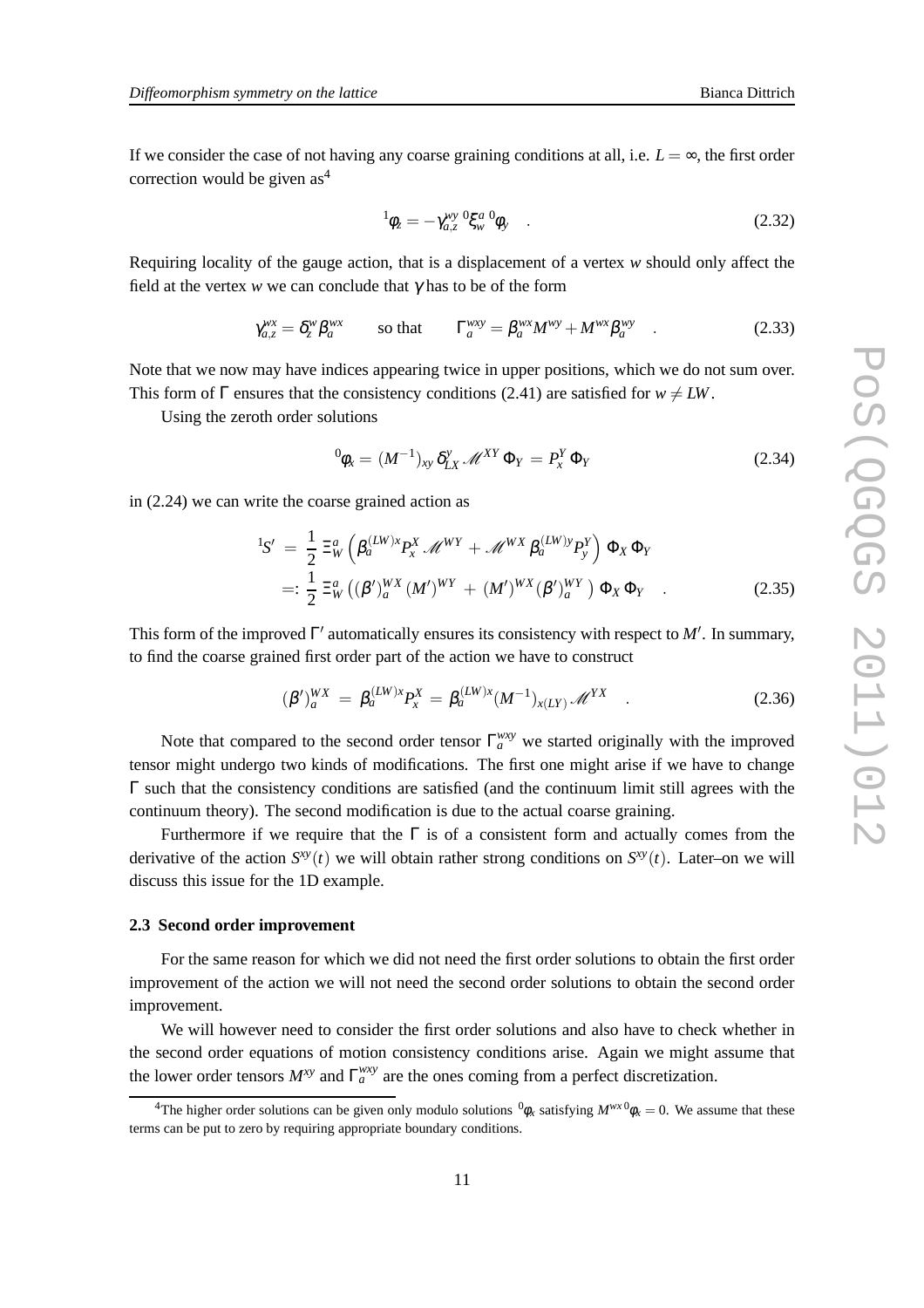If we consider the case of not having any coarse graining conditions at all, i.e. $L=\infty$, the first order correction would be given as[4]

$$ {}^1\phi_z = -\gamma^{wy}_{a,z}\, {}^0\xi^a_w\, {}^0\phi_y \quad . \tag{2.32} $$

Requiring locality of the gauge action, that is a displacement of a vertex $w$ should only affect the field at the vertex $w$ we can conclude that $\gamma$ has to be of the form

$$ \gamma^{wx}_{a,z} = \delta^w_z \beta^{wx}_a \qquad \text{so that} \qquad \Gamma^{wxy}_a = \beta^{wx}_a M^{wy} + M^{wx}\beta^{wy}_a \quad . \tag{2.33} $$

Note that we now may have indices appearing twice in upper positions, which we do not sum over. This form of $\Gamma$ ensures that the consistency conditions (2.41) are satisfied for $w \neq LW$.

Using the zeroth order solutions

$$ {}^0\phi_x = (M^{-1})_{xy}\,\delta^y_{LX}\,\mathscr{M}^{XY}\,\Phi_Y = P^Y_x\,\Phi_Y \tag{2.34} $$

in (2.24) we can write the coarse grained action as

$$ \begin{aligned} {}^1S' \; &= \; \frac{1}{2}\,\Xi^a_W \left( \beta^{(LW)x}_a P^X_x\,\mathscr{M}^{WY} + \mathscr{M}^{WX}\,\beta^{(LW)y}_a P^Y_y \right)\,\Phi_X\,\Phi_Y \\ &=: \; \frac{1}{2}\,\Xi^a_W \left( (\beta')^{WX}_a\,(M')^{WY} + (M')^{WX}(\beta')^{WY}_a \right)\,\Phi_X\,\Phi_Y \quad . \end{aligned} \tag{2.35} $$

This form of the improved $\Gamma'$ automatically ensures its consistency with respect to $M'$. In summary, to find the coarse grained first order part of the action we have to construct

$$ (\beta')^{WX}_a \; = \; \beta^{(LW)x}_a P^X_x \; = \; \beta^{(LW)x}_a (M^{-1})_{x(LY)}\,\mathscr{M}^{YX} \quad . \tag{2.36} $$

Note that compared to the second order tensor $\Gamma^{wxy}_a$ we started originally with the improved tensor might undergo two kinds of modifications. The first one might arise if we have to change $\Gamma$ such that the consistency conditions are satisfied (and the continuum limit still agrees with the continuum theory). The second modification is due to the actual coarse graining.

Furthermore if we require that the $\Gamma$ is of a consistent form and actually comes from the derivative of the action $S^{xy}(t)$ we will obtain rather strong conditions on $S^{xy}(t)$. Later–on we will discuss this issue for the 1D example.

### 2.3 Second order improvement

For the same reason for which we did not need the first order solutions to obtain the first order improvement of the action we will not need the second order solutions to obtain the second order improvement.

We will however need to consider the first order solutions and also have to check whether in the second order equations of motion consistency conditions arise. Again we might assume that the lower order tensors $M^{xy}$ and $\Gamma^{wxy}_a$ are the ones coming from a perfect discretization.

[4] The higher order solutions can be given only modulo solutions ${}^0\phi_x$ satisfying $M^{wx}\,{}^0\phi_x = 0$. We assume that these terms can be put to zero by requiring appropriate boundary conditions.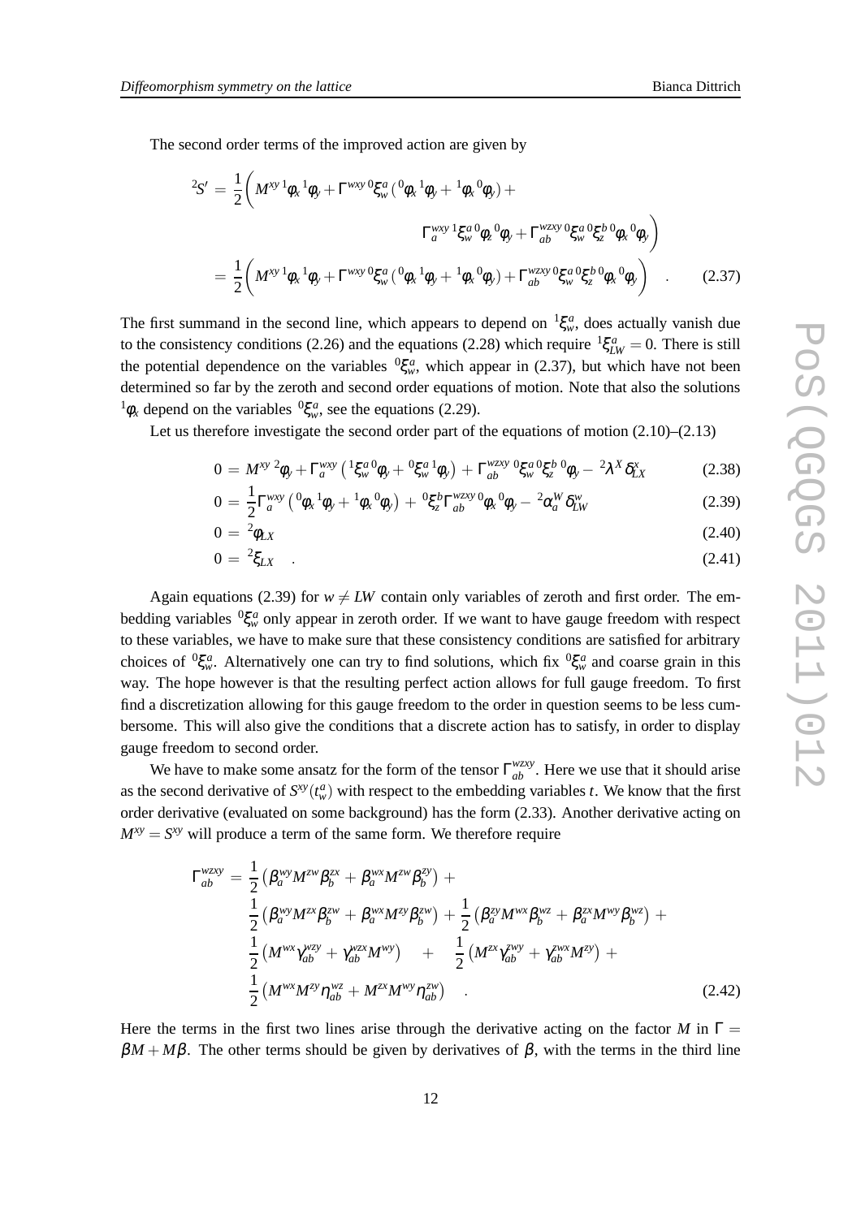The second order terms of the improved action are given by

$$
\begin{aligned}
{}^2S' \;=\; & \frac{1}{2}\bigg( M^{xy}\,{}^1\phi_x\,{}^1\phi_y + \Gamma^{wxy}\,{}^0\xi^a_w\,({}^0\phi_x\,{}^1\phi_y + {}^1\phi_x\,{}^0\phi_y) + \\
& \qquad\qquad\qquad\qquad \Gamma^{wxy}_a\,{}^1\xi^a_w\,{}^0\phi_z\,{}^0\phi_y + \Gamma^{wzxy}_{ab}\,{}^0\xi^a_w\,{}^0\xi^b_z\,{}^0\phi_x\,{}^0\phi_y \bigg) \\
=\; & \frac{1}{2}\bigg( M^{xy}\,{}^1\phi_x\,{}^1\phi_y + \Gamma^{wxy}\,{}^0\xi^a_w\,({}^0\phi_x\,{}^1\phi_y + {}^1\phi_x\,{}^0\phi_y) + \Gamma^{wzxy}_{ab}\,{}^0\xi^a_w\,{}^0\xi^b_z\,{}^0\phi_x\,{}^0\phi_y \bigg) \quad . \qquad (2.37)
\end{aligned}
$$

The first summand in the second line, which appears to depend on ${}^1\xi^a_w$, does actually vanish due to the consistency conditions (2.26) and the equations (2.28) which require ${}^1\xi^a_{LW} = 0$. There is still the potential dependence on the variables ${}^0\xi^a_w$, which appear in (2.37), but which have not been determined so far by the zeroth and second order equations of motion. Note that also the solutions ${}^1\phi_x$ depend on the variables ${}^0\xi^a_w$, see the equations (2.29).

Let us therefore investigate the second order part of the equations of motion (2.10)–(2.13)

$$0 \;=\; M^{xy}\,{}^2\phi_y + \Gamma^{wxy}_a\left({}^1\xi^a_w\,{}^0\phi_y + {}^0\xi^a_w\,{}^1\phi_y\right) + \Gamma^{wzxy}_{ab}\,{}^0\xi^a_w\,{}^0\xi^b_z\,{}^0\phi_y - {}^2\lambda^X\,\delta^x_{LX} \qquad (2.38)$$

$$0 \;=\; \frac{1}{2}\Gamma^{wxy}_a\left({}^0\phi_x\,{}^1\phi_y + {}^1\phi_x\,{}^0\phi_y\right) + {}^0\xi^b_z\,\Gamma^{wzxy}_{ab}\,{}^0\phi_x\,{}^0\phi_y - {}^2\alpha^W_a\,\delta^w_{LW} \qquad (2.39)$$

$$0 \;=\; {}^2\phi_{LX} \qquad (2.40)$$

$$0 \;=\; {}^2\xi_{LX} \quad . \qquad (2.41)$$

Again equations (2.39) for $w \neq LW$ contain only variables of zeroth and first order. The embedding variables ${}^0\xi^a_w$ only appear in zeroth order. If we want to have gauge freedom with respect to these variables, we have to make sure that these consistency conditions are satisfied for arbitrary choices of ${}^0\xi^a_w$. Alternatively one can try to find solutions, which fix ${}^0\xi^a_w$ and coarse grain in this way. The hope however is that the resulting perfect action allows for full gauge freedom. To first find a discretization allowing for this gauge freedom to the order in question seems to be less cumbersome. This will also give the conditions that a discrete action has to satisfy, in order to display gauge freedom to second order.

We have to make some ansatz for the form of the tensor $\Gamma^{wzxy}_{ab}$. Here we use that it should arise as the second derivative of $S^{xy}(t^a_w)$ with respect to the embedding variables $t$. We know that the first order derivative (evaluated on some background) has the form (2.33). Another derivative acting on $M^{xy} = S^{xy}$ will produce a term of the same form. We therefore require

$$
\begin{aligned}
\Gamma^{wzxy}_{ab} \;=\; & \frac{1}{2}\left(\beta^{wy}_a M^{zw}\beta^{zx}_b + \beta^{wx}_a M^{zw}\beta^{zy}_b\right) + \\
& \frac{1}{2}\left(\beta^{wy}_a M^{zx}\beta^{zw}_b + \beta^{wx}_a M^{zy}\beta^{zw}_b\right) + \frac{1}{2}\left(\beta^{zy}_a M^{wx}\beta^{wz}_b + \beta^{zx}_a M^{wy}\beta^{wz}_b\right) + \\
& \frac{1}{2}\left(M^{wx}\gamma^{wzy}_{ab} + \gamma^{wzx}_{ab}M^{wy}\right) \quad + \quad \frac{1}{2}\left(M^{zx}\gamma^{zwy}_{ab} + \gamma^{zwx}_{ab}M^{zy}\right) + \\
& \frac{1}{2}\left(M^{wx}M^{zy}\eta^{wz}_{ab} + M^{zx}M^{wy}\eta^{zw}_{ab}\right) \quad . \qquad (2.42)
\end{aligned}
$$

Here the terms in the first two lines arise through the derivative acting on the factor $M$ in $\Gamma = \beta M + M\beta$. The other terms should be given by derivatives of $\beta$, with the terms in the third line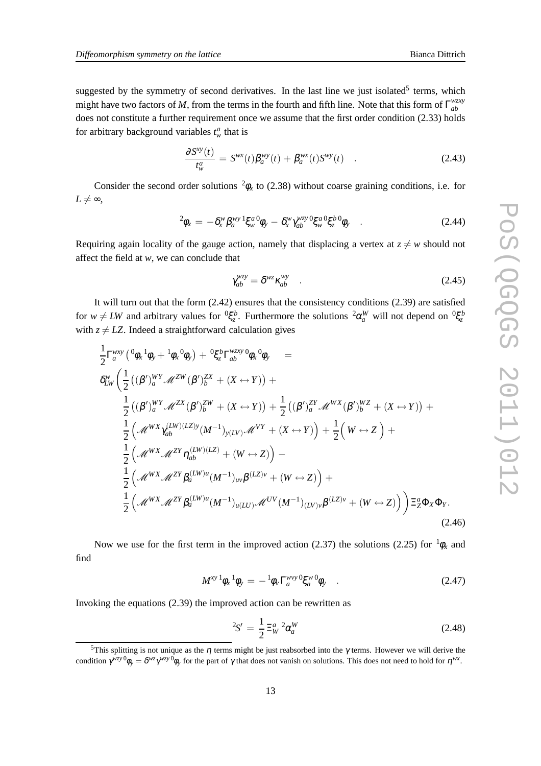suggested by the symmetry of second derivatives. In the last line we just isolated[5] terms, which might have two factors of $M$, from the terms in the fourth and fifth line. Note that this form of $\Gamma^{wzxy}_{ab}$ does not constitute a further requirement once we assume that the first order condition (2.33) holds for arbitrary background variables $t^a_w$ that is

$$\frac{\partial S^{xy}(t)}{t^a_w} = S^{wx}(t)\beta^{wy}_a(t) + \beta^{wx}_a(t)S^{wy}(t) \quad . \tag{2.43}$$

Consider the second order solutions ${}^2\phi_x$ to (2.38) without coarse graining conditions, i.e. for $L \neq \infty$,

$${}^2\phi_x = -\delta^w_x \beta^{wy}_a {}^1\xi^a_w {}^0\phi_y - \delta^w_x \gamma^{wzy}_{ab} {}^0\xi^a_w {}^0\xi^b_z {}^0\phi_y \quad . \tag{2.44}$$

Requiring again locality of the gauge action, namely that displacing a vertex at $z \neq w$ should not affect the field at $w$, we can conclude that

$$\gamma^{wzy}_{ab} = \delta^{wz}\kappa^{wy}_{ab} \quad . \tag{2.45}$$

It will turn out that the form (2.42) ensures that the consistency conditions (2.39) are satisfied for $w \neq LW$ and arbitrary values for ${}^0\xi^b_z$. Furthermore the solutions ${}^2\alpha^W_a$ will not depend on ${}^0\xi^b_z$ with $z \neq LZ$. Indeed a straightforward calculation gives

$$\begin{aligned}
&\frac{1}{2}\Gamma^{wxy}_a\left({}^0\phi_x {}^1\phi_y + {}^1\phi_x {}^0\phi_y\right) + {}^0\xi^b_z \Gamma^{wzxy}_{ab} {}^0\phi_x {}^0\phi_y \quad = \\
&\delta^w_{LW}\Bigg(\frac{1}{2}\left((\beta')^{WY}_a \mathscr{M}^{ZW}(\beta')^{ZX}_b + (X\leftrightarrow Y)\right) + \\
&\quad \frac{1}{2}\left((\beta')^{WY}_a \mathscr{M}^{ZX}(\beta')^{ZW}_b + (X\leftrightarrow Y)\right) + \frac{1}{2}\left((\beta')^{ZY}_a \mathscr{M}^{WX}(\beta')^{WZ}_b + (X\leftrightarrow Y)\right) + \\
&\quad \frac{1}{2}\Big(\mathscr{M}^{WX}\gamma^{(LW)(LZ)y}_{ab}(M^{-1})_{y(LV)}\mathscr{M}^{VY} + (X\leftrightarrow Y)\Big) + \frac{1}{2}\Big(W\leftrightarrow Z\Big) + \\
&\quad \frac{1}{2}\Big(\mathscr{M}^{WX}\mathscr{M}^{ZY}\eta^{(LW)(LZ)}_{ab} + (W\leftrightarrow Z)\Big) - \\
&\quad \frac{1}{2}\Big(\mathscr{M}^{WX}\mathscr{M}^{ZY}\beta^{(LW)u}_a(M^{-1})_{uv}\beta^{(LZ)v} + (W\leftrightarrow Z)\Big) + \\
&\quad \frac{1}{2}\Big(\mathscr{M}^{WX}\mathscr{M}^{ZY}\beta^{(LW)u}_a(M^{-1})_{u(LU)}\mathscr{M}^{UV}(M^{-1})_{(LV)v}\beta^{(LZ)v} + (W\leftrightarrow Z)\Big)\Bigg)\Xi^a_Z\Phi_X\Phi_Y.
\end{aligned} \tag{2.46}$$

Now we use for the first term in the improved action (2.37) the solutions (2.25) for ${}^1\phi_x$ and find

$$M^{xy}\,{}^1\phi_x {}^1\phi_y = -{}^1\phi_v \Gamma^{wvy}_a {}^0\xi^w_a {}^0\phi_y \quad . \tag{2.47}$$

Invoking the equations (2.39) the improved action can be rewritten as

$${}^2S' = \frac{1}{2}\Xi^a_W\, {}^2\alpha^W_a \tag{2.48}$$

[5] This splitting is not unique as the $\eta$ terms might be just reabsorbed into the $\gamma$ terms. However we will derive the condition $\gamma^{wzy\,0}\phi_y = \delta^{wz}\gamma^{wzy\,0}\phi_y$ for the part of $\gamma$ that does not vanish on solutions. This does not need to hold for $\eta^{wx}$.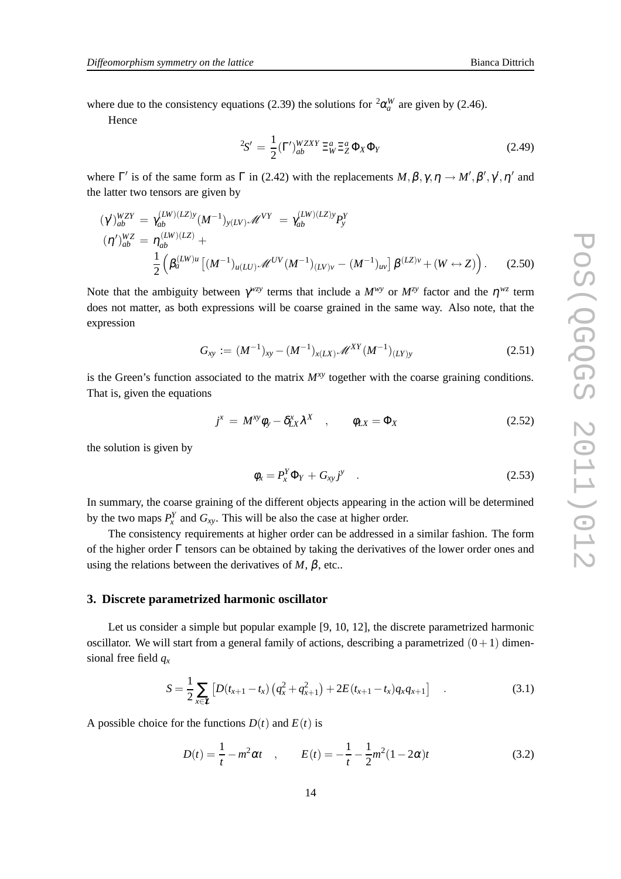where due to the consistency equations (2.39) the solutions for ${}^2\alpha_a^W$ are given by (2.46).

Hence

$$
{}^2S' = \frac{1}{2}(\Gamma')^{WZXY}_{ab}\,\Xi^a_W\,\Xi^a_Z\,\Phi_X\Phi_Y \tag{2.49}
$$

where $\Gamma'$ is of the same form as $\Gamma$ in (2.42) with the replacements $M,\beta,\gamma,\eta \rightarrow M',\beta',\gamma',\eta'$ and the latter two tensors are given by

$$
\begin{aligned}
(\gamma')^{WZY}_{ab} &= \gamma_{ab}^{(LW)(LZ)y}(M^{-1})_{y(LV)}\mathscr{M}^{VY} \;=\; \gamma_{ab}^{(LW)(LZ)y}P^Y_y \\
(\eta')^{WZ}_{ab} &= \eta_{ab}^{(LW)(LZ)} + \\
&\quad \frac{1}{2}\Big(\beta_a^{(LW)u}\left[(M^{-1})_{u(LU)}\mathscr{M}^{UV}(M^{-1})_{(LV)v} - (M^{-1})_{uv}\right]\beta^{(LZ)v} + (W\leftrightarrow Z)\Big).
\end{aligned} \tag{2.50}
$$

Note that the ambiguity between $\gamma^{wzy}$ terms that include a $M^{wy}$ or $M^{zy}$ factor and the $\eta^{wz}$ term does not matter, as both expressions will be coarse grained in the same way. Also note, that the expression

$$
G_{xy} := (M^{-1})_{xy} - (M^{-1})_{x(LX)}\mathscr{M}^{XY}(M^{-1})_{(LY)y} \tag{2.51}
$$

is the Green's function associated to the matrix $M^{xy}$ together with the coarse graining conditions. That is, given the equations

$$
j^x \;=\; M^{xy}\phi_y - \delta^x_{LX}\lambda^X \quad , \qquad \phi_{LX} = \Phi_X \tag{2.52}
$$

the solution is given by

$$
\phi_x = P^Y_x\Phi_Y + G_{xy}j^y \quad . \tag{2.53}
$$

In summary, the coarse graining of the different objects appearing in the action will be determined by the two maps $P^Y_x$ and $G_{xy}$. This will be also the case at higher order.

The consistency requirements at higher order can be addressed in a similar fashion. The form of the higher order $\Gamma$ tensors can be obtained by taking the derivatives of the lower order ones and using the relations between the derivatives of $M$, $\beta$, etc..

## 3. Discrete parametrized harmonic oscillator

Let us consider a simple but popular example [9, 10, 12], the discrete parametrized harmonic oscillator. We will start from a general family of actions, describing a parametrized $(0+1)$ dimensional free field $q_x$

$$
S = \frac{1}{2}\sum_{x\in\mathbb{Z}}\left[D(t_{x+1}-t_x)\left(q_x^2+q_{x+1}^2\right) + 2E(t_{x+1}-t_x)q_xq_{x+1}\right] \quad . \tag{3.1}
$$

A possible choice for the functions $D(t)$ and $E(t)$ is

$$
D(t) = \frac{1}{t} - m^2\alpha t \quad , \qquad E(t) = -\frac{1}{t} - \frac{1}{2}m^2(1-2\alpha)t \tag{3.2}
$$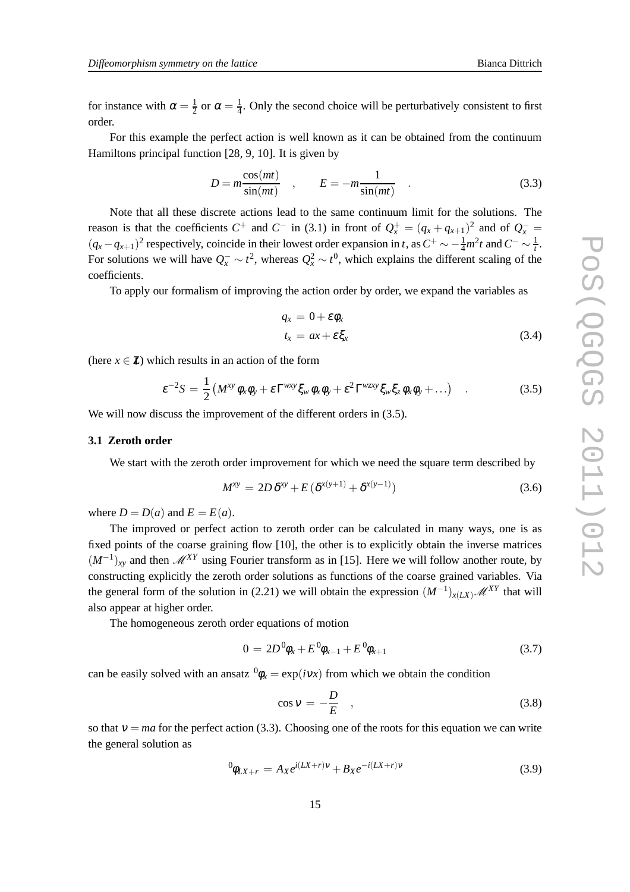for instance with $\alpha = \frac{1}{2}$ or $\alpha = \frac{1}{4}$. Only the second choice will be perturbatively consistent to first order.

For this example the perfect action is well known as it can be obtained from the continuum Hamiltons principal function [28, 9, 10]. It is given by

$$D = m\frac{\cos(mt)}{\sin(mt)} \quad , \qquad E = -m\frac{1}{\sin(mt)} \quad . \tag{3.3}$$

Note that all these discrete actions lead to the same continuum limit for the solutions. The reason is that the coefficients $C^+$ and $C^-$ in (3.1) in front of $Q_x^+ = (q_x + q_{x+1})^2$ and of $Q_x^- = (q_x - q_{x+1})^2$ respectively, coincide in their lowest order expansion in $t$, as $C^+ \sim -\frac{1}{4}m^2 t$ and $C^- \sim \frac{1}{t}$. For solutions we will have $Q_x^- \sim t^2$, whereas $Q_x^2 \sim t^0$, which explains the different scaling of the coefficients.

To apply our formalism of improving the action order by order, we expand the variables as

$$\begin{aligned} q_x &= 0 + \varepsilon\phi_x \\ t_x &= ax + \varepsilon\xi_x \end{aligned} \tag{3.4}$$

(here $x \in \mathbb{Z}$) which results in an action of the form

$$\varepsilon^{-2}S = \frac{1}{2}\left(M^{xy}\phi_x\phi_y + \varepsilon\Gamma^{wxy}\xi_w\phi_x\phi_y + \varepsilon^2\Gamma^{wzxy}\xi_w\xi_z\phi_x\phi_y + \ldots\right) \quad . \tag{3.5}$$

We will now discuss the improvement of the different orders in (3.5).

### 3.1 Zeroth order

We start with the zeroth order improvement for which we need the square term described by

$$M^{xy} = 2D\,\delta^{xy} + E\,(\delta^{x(y+1)} + \delta^{x(y-1)}) \tag{3.6}$$

where $D = D(a)$ and $E = E(a)$.

The improved or perfect action to zeroth order can be calculated in many ways, one is as fixed points of the coarse graining flow [10], the other is to explicitly obtain the inverse matrices $(M^{-1})_{xy}$ and then $\mathscr{M}^{XY}$ using Fourier transform as in [15]. Here we will follow another route, by constructing explicitly the zeroth order solutions as functions of the coarse grained variables. Via the general form of the solution in (2.21) we will obtain the expression $(M^{-1})_{x(LX)}\mathscr{M}^{XY}$ that will also appear at higher order.

The homogeneous zeroth order equations of motion

$$0 = 2D\,{}^0\phi_x + E\,{}^0\phi_{x-1} + E\,{}^0\phi_{x+1} \tag{3.7}$$

can be easily solved with an ansatz ${}^0\phi_x = \exp(i\nu x)$ from which we obtain the condition

$$\cos\nu = -\frac{D}{E} \quad , \tag{3.8}$$

so that $\nu = ma$ for the perfect action (3.3). Choosing one of the roots for this equation we can write the general solution as

$${}^0\phi_{LX+r} = A_X e^{i(LX+r)\nu} + B_X e^{-i(LX+r)\nu} \tag{3.9}$$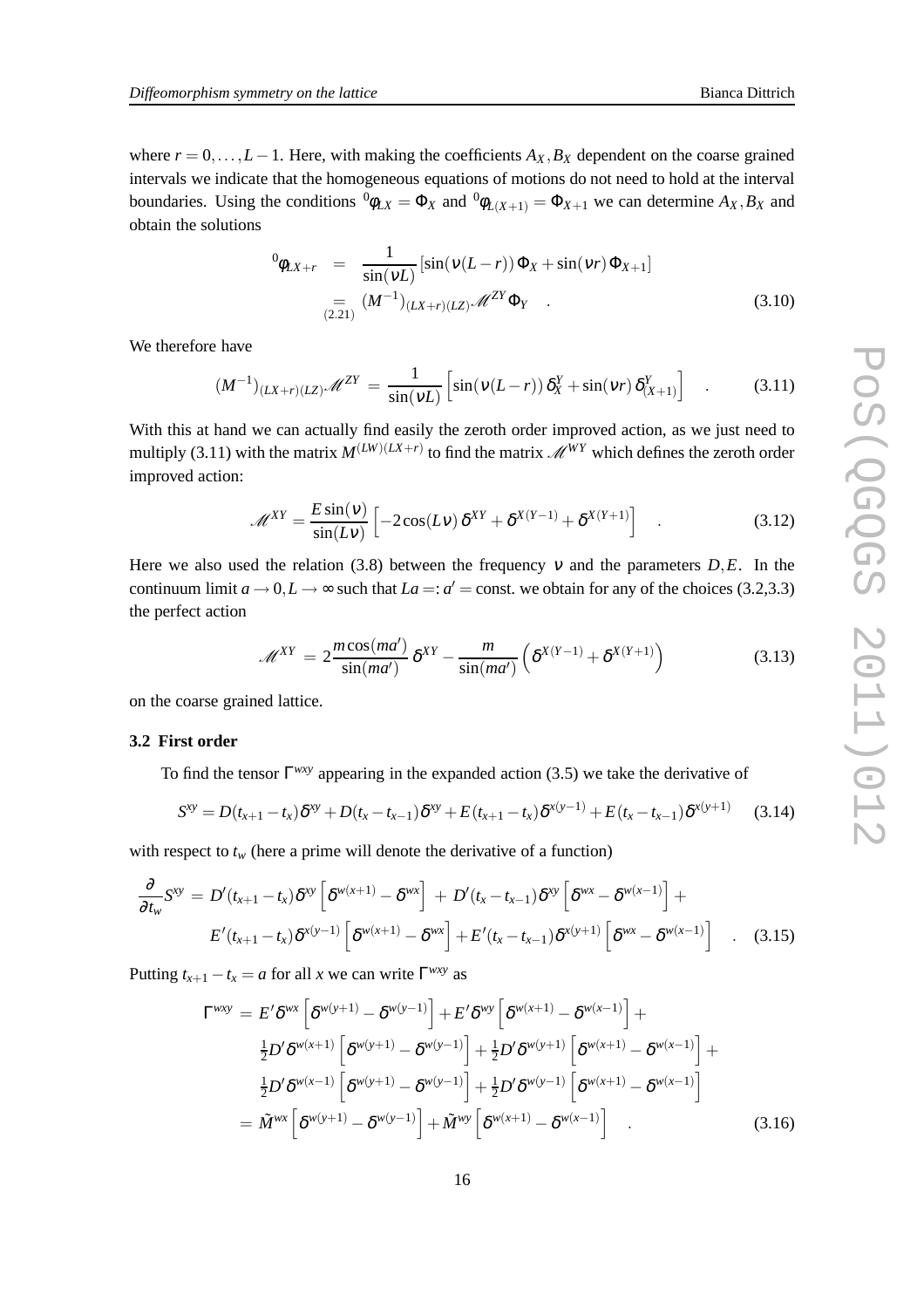where $r = 0, \ldots, L-1$. Here, with making the coefficients $A_X, B_X$ dependent on the coarse grained intervals we indicate that the homogeneous equations of motions do not need to hold at the interval boundaries. Using the conditions ${}^0\phi_{LX} = \Phi_X$ and ${}^0\phi_{L(X+1)} = \Phi_{X+1}$ we can determine $A_X, B_X$ and obtain the solutions

$$
\begin{aligned}
{}^0\phi_{LX+r} &= \frac{1}{\sin(\nu L)} \left[\sin(\nu(L-r))\,\Phi_X + \sin(\nu r)\,\Phi_{X+1}\right] \\
&\underset{(2.21)}{=} (M^{-1})_{(LX+r)(LZ)} \mathscr{M}^{ZY} \Phi_Y \quad .
\end{aligned}
\tag{3.10}
$$

We therefore have

$$
(M^{-1})_{(LX+r)(LZ)} \mathscr{M}^{ZY} = \frac{1}{\sin(\nu L)} \left[\sin(\nu(L-r))\,\delta_X^Y + \sin(\nu r)\,\delta_{(X+1)}^Y\right] \quad . \tag{3.11}
$$

With this at hand we can actually find easily the zeroth order improved action, as we just need to multiply (3.11) with the matrix $M^{(LW)(LX+r)}$ to find the matrix $\mathscr{M}^{WY}$ which defines the zeroth order improved action:

$$
\mathscr{M}^{XY} = \frac{E\sin(\nu)}{\sin(L\nu)} \left[-2\cos(L\nu)\,\delta^{XY} + \delta^{X(Y-1)} + \delta^{X(Y+1)}\right] \quad . \tag{3.12}
$$

Here we also used the relation (3.8) between the frequency $\nu$ and the parameters $D, E$. In the continuum limit $a \to 0, L \to \infty$ such that $La =: a' = \text{const.}$ we obtain for any of the choices (3.2,3.3) the perfect action

$$
\mathscr{M}^{XY} = 2\frac{m\cos(ma')}{\sin(ma')}\,\delta^{XY} - \frac{m}{\sin(ma')}\left(\delta^{X(Y-1)} + \delta^{X(Y+1)}\right) \tag{3.13}
$$

on the coarse grained lattice.

### 3.2 First order

To find the tensor $\Gamma^{wxy}$ appearing in the expanded action (3.5) we take the derivative of

$$
S^{xy} = D(t_{x+1}-t_x)\delta^{xy} + D(t_x - t_{x-1})\delta^{xy} + E(t_{x+1}-t_x)\delta^{x(y-1)} + E(t_x - t_{x-1})\delta^{x(y+1)} \tag{3.14}
$$

with respect to $t_w$ (here a prime will denote the derivative of a function)

$$
\begin{aligned}
\frac{\partial}{\partial t_w} S^{xy} = {} & D'(t_{x+1}-t_x)\delta^{xy}\left[\delta^{w(x+1)} - \delta^{wx}\right] + D'(t_x - t_{x-1})\delta^{xy}\left[\delta^{wx} - \delta^{w(x-1)}\right] + \\
& E'(t_{x+1}-t_x)\delta^{x(y-1)}\left[\delta^{w(x+1)} - \delta^{wx}\right] + E'(t_x - t_{x-1})\delta^{x(y+1)}\left[\delta^{wx} - \delta^{w(x-1)}\right] \quad .
\end{aligned}
\tag{3.15}
$$

Putting $t_{x+1} - t_x = a$ for all $x$ we can write $\Gamma^{wxy}$ as

$$
\begin{aligned}
\Gamma^{wxy} = {} & E'\delta^{wx}\left[\delta^{w(y+1)} - \delta^{w(y-1)}\right] + E'\delta^{wy}\left[\delta^{w(x+1)} - \delta^{w(x-1)}\right] + \\
& \tfrac{1}{2}D'\delta^{w(x+1)}\left[\delta^{w(y+1)} - \delta^{w(y-1)}\right] + \tfrac{1}{2}D'\delta^{w(y+1)}\left[\delta^{w(x+1)} - \delta^{w(x-1)}\right] + \\
& \tfrac{1}{2}D'\delta^{w(x-1)}\left[\delta^{w(y+1)} - \delta^{w(y-1)}\right] + \tfrac{1}{2}D'\delta^{w(y-1)}\left[\delta^{w(x+1)} - \delta^{w(x-1)}\right] \\
= {} & \tilde{M}^{wx}\left[\delta^{w(y+1)} - \delta^{w(y-1)}\right] + \tilde{M}^{wy}\left[\delta^{w(x+1)} - \delta^{w(x-1)}\right] \quad .
\end{aligned}
\tag{3.16}
$$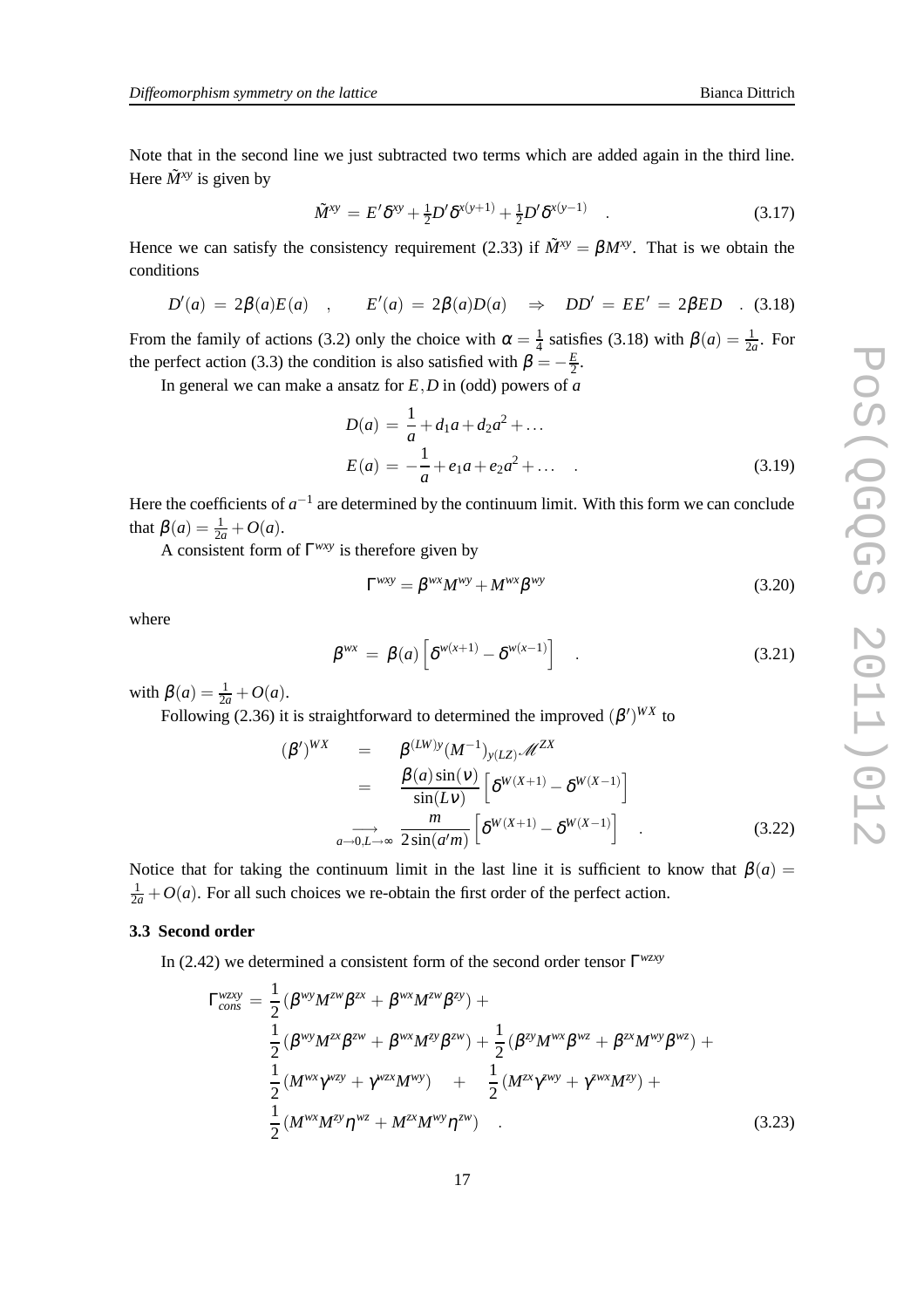Note that in the second line we just subtracted two terms which are added again in the third line. Here $\tilde{M}^{xy}$ is given by

$$\tilde{M}^{xy} = E'\delta^{xy} + \tfrac{1}{2}D'\delta^{x(y+1)} + \tfrac{1}{2}D'\delta^{x(y-1)} \quad . \tag{3.17}$$

Hence we can satisfy the consistency requirement (2.33) if $\tilde{M}^{xy} = \beta M^{xy}$. That is we obtain the conditions

$$D'(a) = 2\beta(a)E(a) \quad , \qquad E'(a) = 2\beta(a)D(a) \quad \Rightarrow \quad DD' = EE' = 2\beta ED \quad . \tag{3.18}$$

From the family of actions (3.2) only the choice with $\alpha = \frac{1}{4}$ satisfies (3.18) with $\beta(a) = \frac{1}{2a}$. For the perfect action (3.3) the condition is also satisfied with $\beta = -\frac{E}{2}$.

In general we can make a ansatz for $E, D$ in (odd) powers of $a$

$$\begin{aligned} D(a) &= \frac{1}{a} + d_1 a + d_2 a^2 + \ldots \\ E(a) &= -\frac{1}{a} + e_1 a + e_2 a^2 + \ldots \quad . \end{aligned} \tag{3.19}$$

Here the coefficients of $a^{-1}$ are determined by the continuum limit. With this form we can conclude that $\beta(a) = \frac{1}{2a} + O(a)$.

A consistent form of $\Gamma^{wxy}$ is therefore given by

$$\Gamma^{wxy} = \beta^{wx} M^{wy} + M^{wx}\beta^{wy} \tag{3.20}$$

where

$$\beta^{wx} = \beta(a)\left[\delta^{w(x+1)} - \delta^{w(x-1)}\right] \quad . \tag{3.21}$$

with $\beta(a) = \frac{1}{2a} + O(a)$.

Following (2.36) it is straightforward to determined the improved $(\beta')^{WX}$ to

$$\begin{aligned} (\beta')^{WX} \quad &= \quad \beta^{(LW)y}(M^{-1})_{y(LZ)}\mathscr{M}^{ZX} \\ &= \quad \frac{\beta(a)\sin(\nu)}{\sin(L\nu)}\left[\delta^{W(X+1)} - \delta^{W(X-1)}\right] \\ &\underset{a\to 0, L\to\infty}{\longrightarrow} \ \frac{m}{2\sin(a'm)}\left[\delta^{W(X+1)} - \delta^{W(X-1)}\right] \quad . \end{aligned} \tag{3.22}$$

Notice that for taking the continuum limit in the last line it is sufficient to know that $\beta(a) = \frac{1}{2a} + O(a)$. For all such choices we re-obtain the first order of the perfect action.

### 3.3 Second order

In (2.42) we determined a consistent form of the second order tensor $\Gamma^{wzxy}$

$$\begin{aligned} \Gamma^{wzxy}_{cons} = \; & \frac{1}{2}(\beta^{wy}M^{zw}\beta^{zx} + \beta^{wx}M^{zw}\beta^{zy}) + \\ & \frac{1}{2}(\beta^{wy}M^{zx}\beta^{zw} + \beta^{wx}M^{zy}\beta^{zw}) + \frac{1}{2}(\beta^{zy}M^{wx}\beta^{wz} + \beta^{zx}M^{wy}\beta^{wz}) + \\ & \frac{1}{2}(M^{wx}\gamma^{wzy} + \gamma^{wzx}M^{wy}) \quad + \quad \frac{1}{2}(M^{zx}\gamma^{zwy} + \gamma^{zwx}M^{zy}) + \\ & \frac{1}{2}(M^{wx}M^{zy}\eta^{wz} + M^{zx}M^{wy}\eta^{zw}) \quad . \end{aligned} \tag{3.23}$$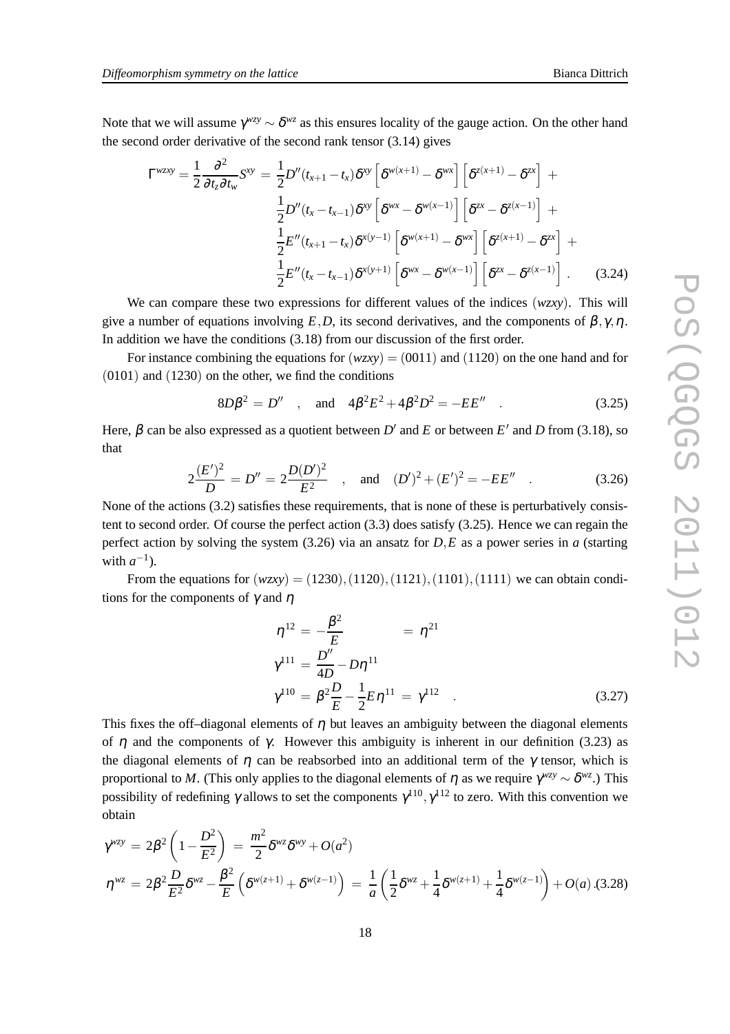Note that we will assume $\gamma^{wzy} \sim \delta^{wz}$ as this ensures locality of the gauge action. On the other hand the second order derivative of the second rank tensor (3.14) gives

$$
\begin{aligned}
\Gamma^{wzxy} = \frac{1}{2}\frac{\partial^2}{\partial t_z \partial t_w} S^{xy} \;=\; & \frac{1}{2} D''(t_{x+1}-t_x)\delta^{xy}\left[\delta^{w(x+1)}-\delta^{wx}\right]\left[\delta^{z(x+1)}-\delta^{zx}\right] \;+ \\
& \frac{1}{2} D''(t_x-t_{x-1})\delta^{xy}\left[\delta^{wx}-\delta^{w(x-1)}\right]\left[\delta^{zx}-\delta^{z(x-1)}\right] \;+ \\
& \frac{1}{2} E''(t_{x+1}-t_x)\delta^{x(y-1)}\left[\delta^{w(x+1)}-\delta^{wx}\right]\left[\delta^{z(x+1)}-\delta^{zx}\right] \;+ \\
& \frac{1}{2} E''(t_x-t_{x-1})\delta^{x(y+1)}\left[\delta^{wx}-\delta^{w(x-1)}\right]\left[\delta^{zx}-\delta^{z(x-1)}\right] \; . \qquad (3.24)
\end{aligned}
$$

We can compare these two expressions for different values of the indices $(wzxy)$. This will give a number of equations involving $E, D$, its second derivatives, and the components of $\beta, \gamma, \eta$. In addition we have the conditions (3.18) from our discussion of the first order.

For instance combining the equations for $(wzxy) = (0011)$ and $(1120)$ on the one hand and for $(0101)$ and $(1230)$ on the other, we find the conditions

$$
8D\beta^2 = D'' \quad , \quad \text{and} \quad 4\beta^2 E^2 + 4\beta^2 D^2 = -EE'' \quad . \qquad (3.25)
$$

Here, $\beta$ can be also expressed as a quotient between $D'$ and $E$ or between $E'$ and $D$ from (3.18), so that

$$
2\frac{(E')^2}{D} = D'' = 2\frac{D(D')^2}{E^2} \quad , \quad \text{and} \quad (D')^2 + (E')^2 = -EE'' \quad . \qquad (3.26)
$$

None of the actions (3.2) satisfies these requirements, that is none of these is perturbatively consistent to second order. Of course the perfect action (3.3) does satisfy (3.25). Hence we can regain the perfect action by solving the system (3.26) via an ansatz for $D, E$ as a power series in $a$ (starting with $a^{-1}$).

From the equations for $(wzxy) = (1230), (1120), (1121), (1101), (1111)$ we can obtain conditions for the components of $\gamma$ and $\eta$

$$
\begin{aligned}
\eta^{12} &= -\frac{\beta^2}{E} \qquad\qquad = \eta^{21} \\
\gamma^{111} &= \frac{D''}{4D} - D\eta^{11} \\
\gamma^{110} &= \beta^2 \frac{D}{E} - \frac{1}{2}E\eta^{11} \;=\; \gamma^{112} \quad . \qquad (3.27)
\end{aligned}
$$

This fixes the off–diagonal elements of $\eta$ but leaves an ambiguity between the diagonal elements of $\eta$ and the components of $\gamma$. However this ambiguity is inherent in our definition (3.23) as the diagonal elements of $\eta$ can be reabsorbed into an additional term of the $\gamma$ tensor, which is proportional to $M$. (This only applies to the diagonal elements of $\eta$ as we require $\gamma^{wzy} \sim \delta^{wz}$.) This possibility of redefining $\gamma$ allows to set the components $\gamma^{110}, \gamma^{112}$ to zero. With this convention we obtain

$$
\begin{aligned}
\gamma^{wzy} &= 2\beta^2\left(1-\frac{D^2}{E^2}\right) \;=\; \frac{m^2}{2}\delta^{wz}\delta^{wy} + O(a^2) \\
\eta^{wz} &= 2\beta^2\frac{D}{E^2}\delta^{wz} - \frac{\beta^2}{E}\left(\delta^{w(z+1)}+\delta^{w(z-1)}\right) \;=\; \frac{1}{a}\left(\frac{1}{2}\delta^{wz} + \frac{1}{4}\delta^{w(z+1)} + \frac{1}{4}\delta^{w(z-1)}\right) + O(a) \, . \qquad (3.28)
\end{aligned}
$$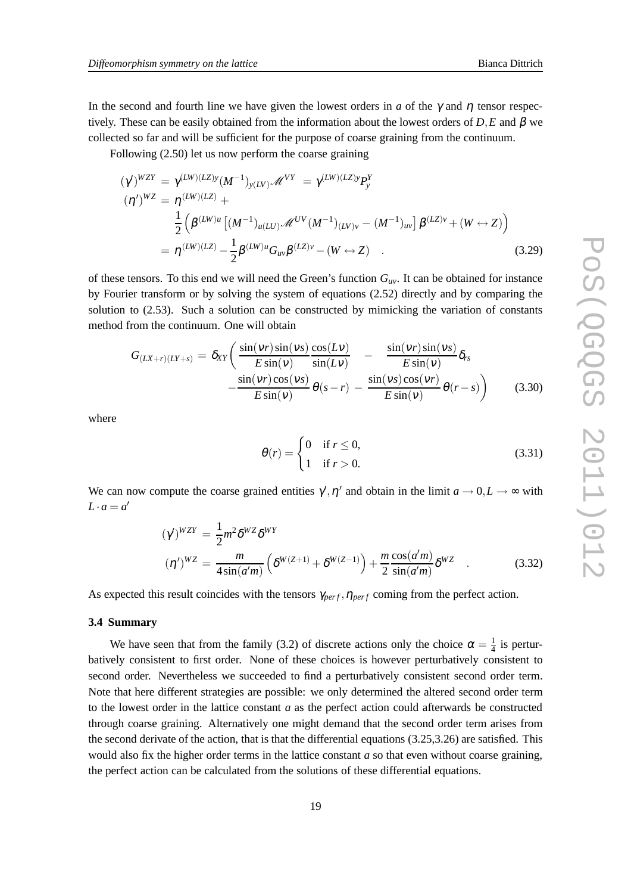In the second and fourth line we have given the lowest orders in $a$ of the $\gamma$ and $\eta$ tensor respectively. These can be easily obtained from the information about the lowest orders of $D, E$ and $\beta$ we collected so far and will be sufficient for the purpose of coarse graining from the continuum.

Following (2.50) let us now perform the coarse graining

$$
\begin{aligned}
(\gamma')^{WZY} &= \gamma^{(LW)(LZ)y}(M^{-1})_{y(LV)}\mathscr{M}^{VY} = \gamma^{(LW)(LZ)y}P^Y_y \\
(\eta')^{WZ} &= \eta^{(LW)(LZ)} + \\
&\quad \frac{1}{2}\Big(\beta^{(LW)u}\left[(M^{-1})_{u(LU)}\mathscr{M}^{UV}(M^{-1})_{(LV)v} - (M^{-1})_{uv}\right]\beta^{(LZ)v} + (W \leftrightarrow Z)\Big) \\
&= \eta^{(LW)(LZ)} - \frac{1}{2}\beta^{(LW)u}G_{uv}\beta^{(LZ)v} - (W \leftrightarrow Z) \quad .
\end{aligned}
\tag{3.29}
$$

of these tensors. To this end we will need the Green's function $G_{uv}$. It can be obtained for instance by Fourier transform or by solving the system of equations (2.52) directly and by comparing the solution to (2.53). Such a solution can be constructed by mimicking the variation of constants method from the continuum. One will obtain

$$
\begin{aligned}
G_{(LX+r)(LY+s)} = \delta_{XY}\bigg( & \frac{\sin(\nu r)\sin(\nu s)}{E\sin(\nu)}\frac{\cos(L\nu)}{\sin(L\nu)} \quad - \quad \frac{\sin(\nu r)\sin(\nu s)}{E\sin(\nu)}\delta_{rs} \\
& - \frac{\sin(\nu r)\cos(\nu s)}{E\sin(\nu)}\,\theta(s-r) \; - \; \frac{\sin(\nu s)\cos(\nu r)}{E\sin(\nu)}\,\theta(r-s)\bigg)
\end{aligned}
\tag{3.30}
$$

where

$$
\theta(r) = \begin{cases} 0 & \text{if } r \leq 0, \\ 1 & \text{if } r > 0. \end{cases}
\tag{3.31}
$$

We can now compute the coarse grained entities $\gamma', \eta'$ and obtain in the limit $a \to 0, L \to \infty$ with $L \cdot a = a'$

$$
\begin{aligned}
(\gamma')^{WZY} &= \frac{1}{2}m^2\delta^{WZ}\delta^{WY} \\
(\eta')^{WZ} &= \frac{m}{4\sin(a'm)}\left(\delta^{W(Z+1)} + \delta^{W(Z-1)}\right) + \frac{m}{2}\frac{\cos(a'm)}{\sin(a'm)}\delta^{WZ} \quad .
\end{aligned}
\tag{3.32}
$$

As expected this result coincides with the tensors $\gamma_{perf}, \eta_{perf}$ coming from the perfect action.

### 3.4 Summary

We have seen that from the family (3.2) of discrete actions only the choice $\alpha = \frac{1}{4}$ is perturbatively consistent to first order. None of these choices is however perturbatively consistent to second order. Nevertheless we succeeded to find a perturbatively consistent second order term. Note that here different strategies are possible: we only determined the altered second order term to the lowest order in the lattice constant $a$ as the perfect action could afterwards be constructed through coarse graining. Alternatively one might demand that the second order term arises from the second derivate of the action, that is that the differential equations (3.25,3.26) are satisfied. This would also fix the higher order terms in the lattice constant $a$ so that even without coarse graining, the perfect action can be calculated from the solutions of these differential equations.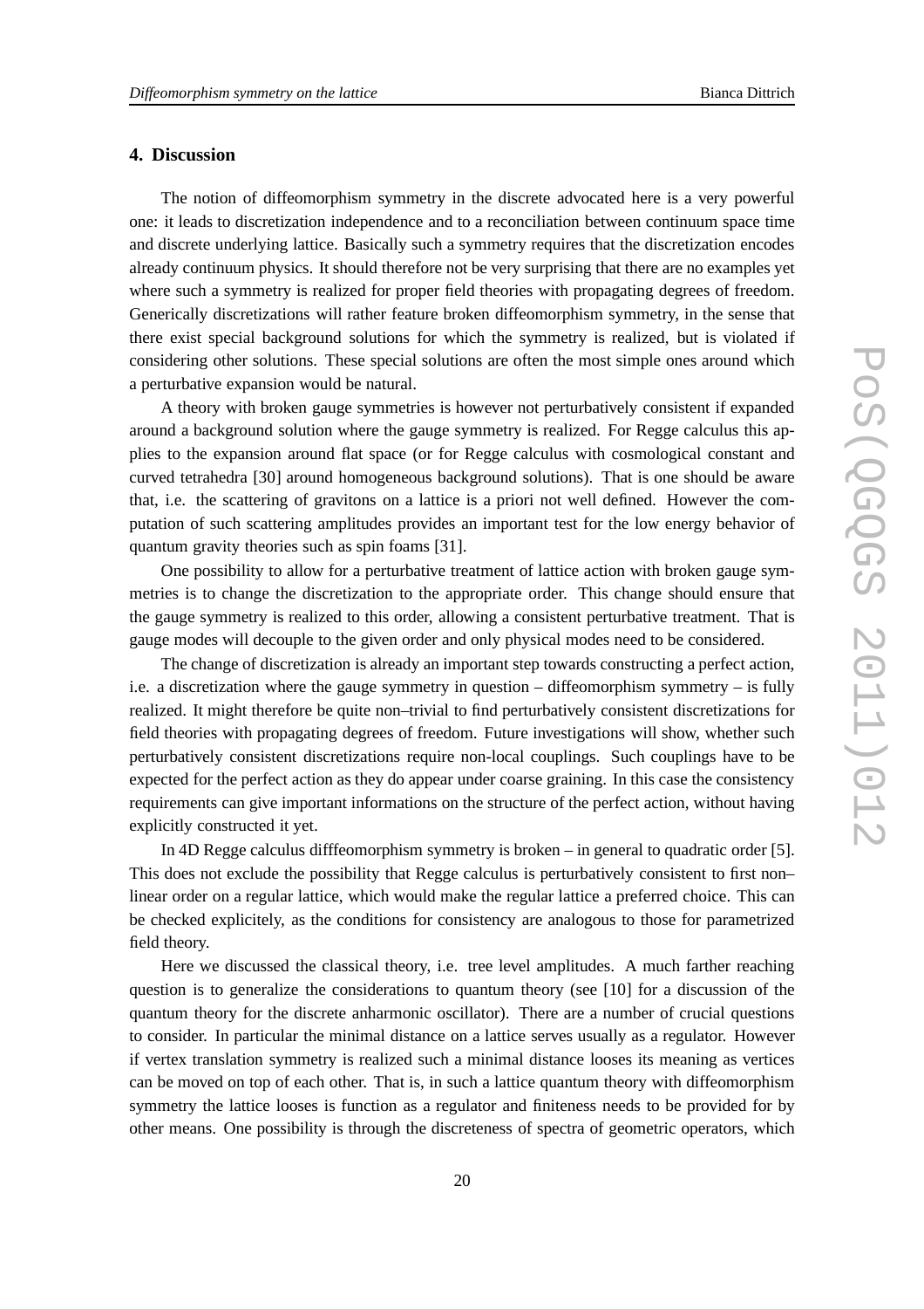## 4. Discussion

The notion of diffeomorphism symmetry in the discrete advocated here is a very powerful one: it leads to discretization independence and to a reconciliation between continuum space time and discrete underlying lattice. Basically such a symmetry requires that the discretization encodes already continuum physics. It should therefore not be very surprising that there are no examples yet where such a symmetry is realized for proper field theories with propagating degrees of freedom. Generically discretizations will rather feature broken diffeomorphism symmetry, in the sense that there exist special background solutions for which the symmetry is realized, but is violated if considering other solutions. These special solutions are often the most simple ones around which a perturbative expansion would be natural.

A theory with broken gauge symmetries is however not perturbatively consistent if expanded around a background solution where the gauge symmetry is realized. For Regge calculus this applies to the expansion around flat space (or for Regge calculus with cosmological constant and curved tetrahedra [30] around homogeneous background solutions). That is one should be aware that, i.e. the scattering of gravitons on a lattice is a priori not well defined. However the computation of such scattering amplitudes provides an important test for the low energy behavior of quantum gravity theories such as spin foams [31].

One possibility to allow for a perturbative treatment of lattice action with broken gauge symmetries is to change the discretization to the appropriate order. This change should ensure that the gauge symmetry is realized to this order, allowing a consistent perturbative treatment. That is gauge modes will decouple to the given order and only physical modes need to be considered.

The change of discretization is already an important step towards constructing a perfect action, i.e. a discretization where the gauge symmetry in question – diffeomorphism symmetry – is fully realized. It might therefore be quite non–trivial to find perturbatively consistent discretizations for field theories with propagating degrees of freedom. Future investigations will show, whether such perturbatively consistent discretizations require non-local couplings. Such couplings have to be expected for the perfect action as they do appear under coarse graining. In this case the consistency requirements can give important informations on the structure of the perfect action, without having explicitly constructed it yet.

In 4D Regge calculus difffeomorphism symmetry is broken – in general to quadratic order [5]. This does not exclude the possibility that Regge calculus is perturbatively consistent to first non–linear order on a regular lattice, which would make the regular lattice a preferred choice. This can be checked explicitely, as the conditions for consistency are analogous to those for parametrized field theory.

Here we discussed the classical theory, i.e. tree level amplitudes. A much farther reaching question is to generalize the considerations to quantum theory (see [10] for a discussion of the quantum theory for the discrete anharmonic oscillator). There are a number of crucial questions to consider. In particular the minimal distance on a lattice serves usually as a regulator. However if vertex translation symmetry is realized such a minimal distance looses its meaning as vertices can be moved on top of each other. That is, in such a lattice quantum theory with diffeomorphism symmetry the lattice looses is function as a regulator and finiteness needs to be provided for by other means. One possibility is through the discreteness of spectra of geometric operators, which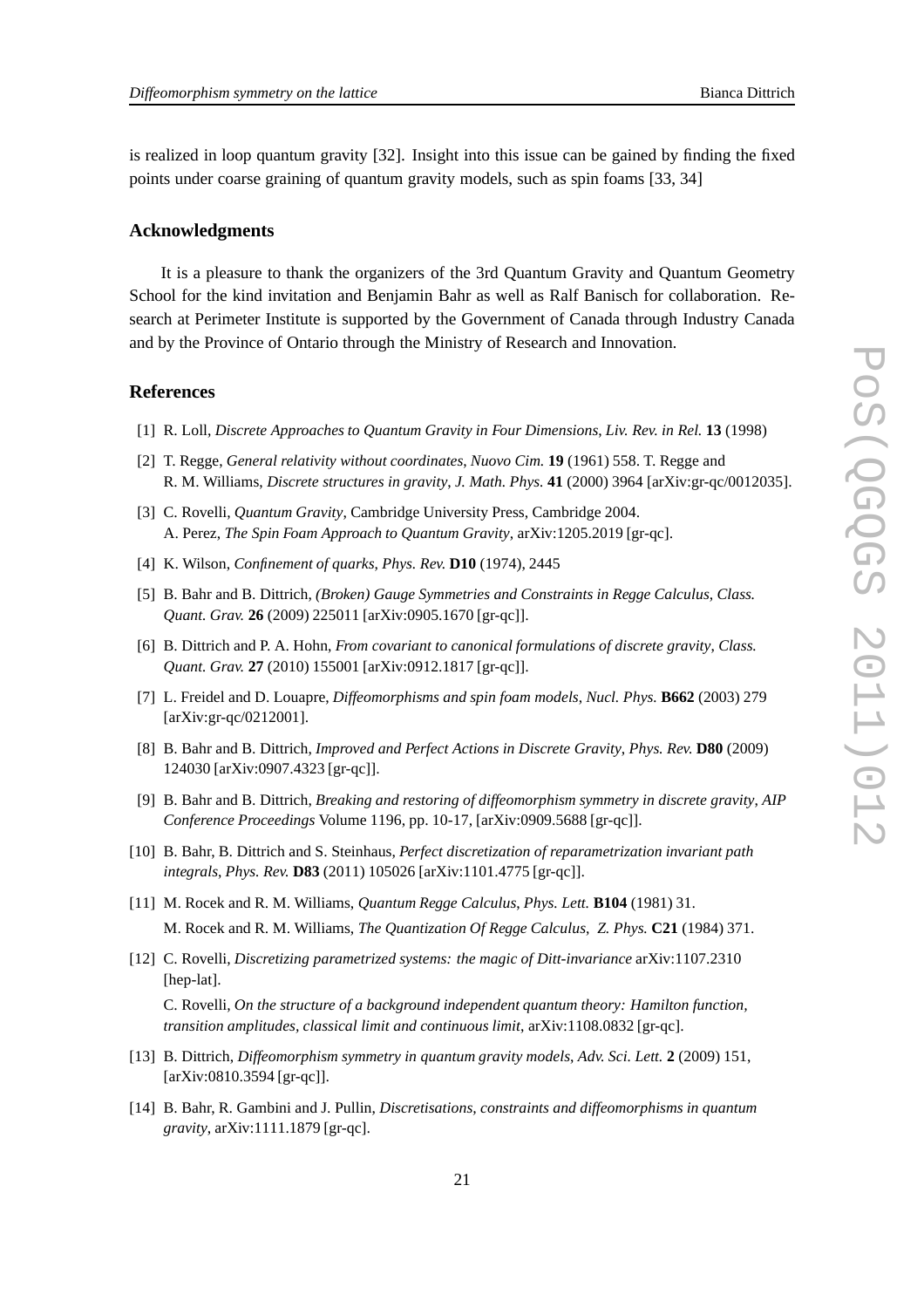is realized in loop quantum gravity [32]. Insight into this issue can be gained by finding the fixed points under coarse graining of quantum gravity models, such as spin foams [33, 34]

### Acknowledgments

It is a pleasure to thank the organizers of the 3rd Quantum Gravity and Quantum Geometry School for the kind invitation and Benjamin Bahr as well as Ralf Banisch for collaboration. Research at Perimeter Institute is supported by the Government of Canada through Industry Canada and by the Province of Ontario through the Ministry of Research and Innovation.

### References

[1] R. Loll, *Discrete Approaches to Quantum Gravity in Four Dimensions*, *Liv. Rev. in Rel.* **13** (1998)

[2] T. Regge, *General relativity without coordinates*, *Nuovo Cim.* **19** (1961) 558. T. Regge and R. M. Williams, *Discrete structures in gravity*, *J. Math. Phys.* **41** (2000) 3964 [arXiv:gr-qc/0012035].

[3] C. Rovelli, *Quantum Gravity*, Cambridge University Press, Cambridge 2004. A. Perez, *The Spin Foam Approach to Quantum Gravity*, arXiv:1205.2019 [gr-qc].

[4] K. Wilson, *Confinement of quarks*, *Phys. Rev.* **D10** (1974), 2445

[5] B. Bahr and B. Dittrich, *(Broken) Gauge Symmetries and Constraints in Regge Calculus*, *Class. Quant. Grav.* **26** (2009) 225011 [arXiv:0905.1670 [gr-qc]].

[6] B. Dittrich and P. A. Hohn, *From covariant to canonical formulations of discrete gravity*, *Class. Quant. Grav.* **27** (2010) 155001 [arXiv:0912.1817 [gr-qc]].

[7] L. Freidel and D. Louapre, *Diffeomorphisms and spin foam models*, *Nucl. Phys.* **B662** (2003) 279 [arXiv:gr-qc/0212001].

[8] B. Bahr and B. Dittrich, *Improved and Perfect Actions in Discrete Gravity*, *Phys. Rev.* **D80** (2009) 124030 [arXiv:0907.4323 [gr-qc]].

[9] B. Bahr and B. Dittrich, *Breaking and restoring of diffeomorphism symmetry in discrete gravity*, *AIP Conference Proceedings* Volume 1196, pp. 10-17, [arXiv:0909.5688 [gr-qc]].

[10] B. Bahr, B. Dittrich and S. Steinhaus, *Perfect discretization of reparametrization invariant path integrals*, *Phys. Rev.* **D83** (2011) 105026 [arXiv:1101.4775 [gr-qc]].

[11] M. Rocek and R. M. Williams, *Quantum Regge Calculus*, *Phys. Lett.* **B104** (1981) 31. M. Rocek and R. M. Williams, *The Quantization Of Regge Calculus*, *Z. Phys.* **C21** (1984) 371.

[12] C. Rovelli, *Discretizing parametrized systems: the magic of Ditt-invariance* arXiv:1107.2310 [hep-lat].
C. Rovelli, *On the structure of a background independent quantum theory: Hamilton function, transition amplitudes, classical limit and continuous limit*, arXiv:1108.0832 [gr-qc].

[13] B. Dittrich, *Diffeomorphism symmetry in quantum gravity models*, *Adv. Sci. Lett.* **2** (2009) 151, [arXiv:0810.3594 [gr-qc]].

[14] B. Bahr, R. Gambini and J. Pullin, *Discretisations, constraints and diffeomorphisms in quantum gravity*, arXiv:1111.1879 [gr-qc].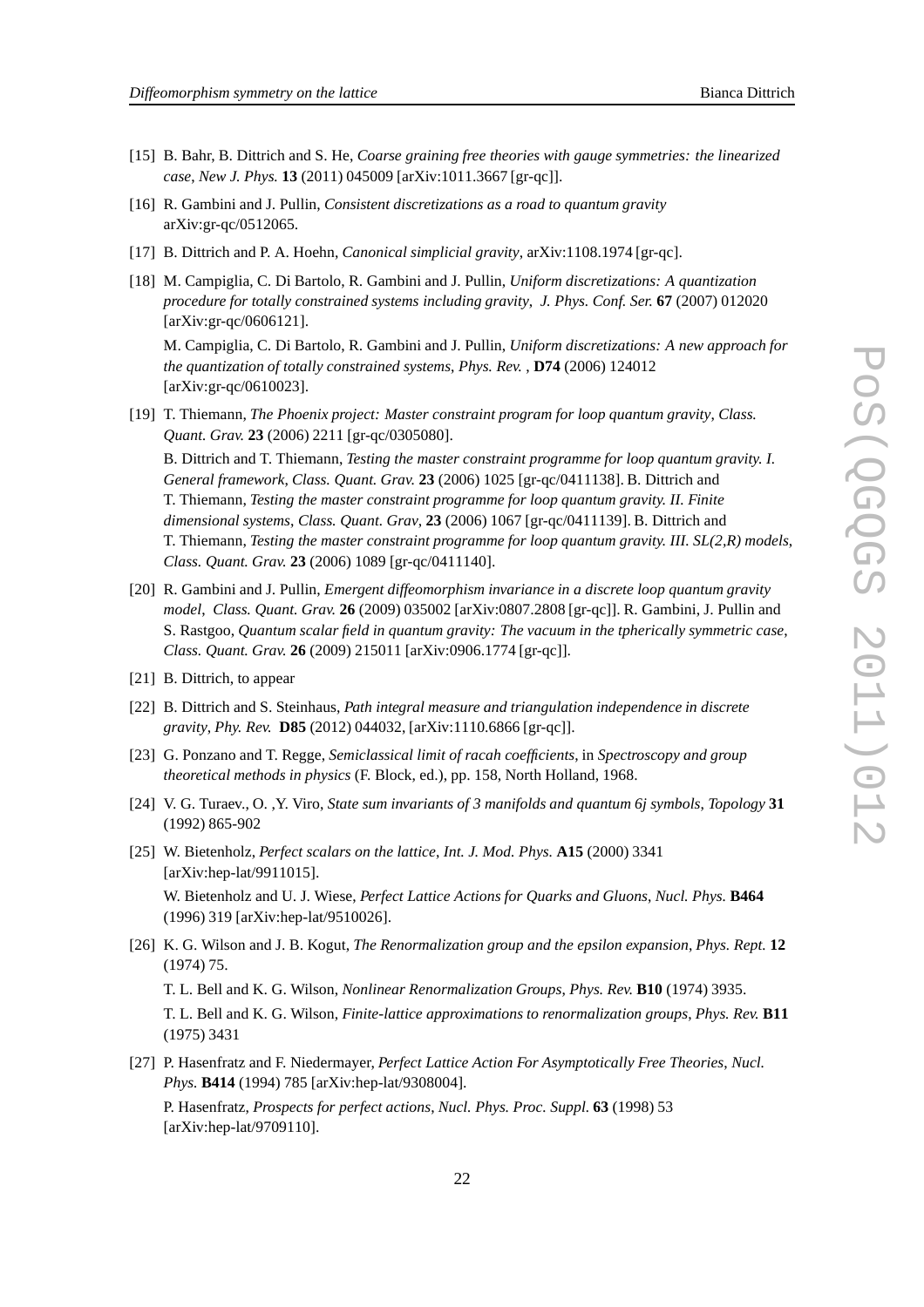[15] B. Bahr, B. Dittrich and S. He, *Coarse graining free theories with gauge symmetries: the linearized case*, *New J. Phys.* **13** (2011) 045009 [arXiv:1011.3667 [gr-qc]].

[16] R. Gambini and J. Pullin, *Consistent discretizations as a road to quantum gravity* arXiv:gr-qc/0512065.

[17] B. Dittrich and P. A. Hoehn, *Canonical simplicial gravity*, arXiv:1108.1974 [gr-qc].

[18] M. Campiglia, C. Di Bartolo, R. Gambini and J. Pullin, *Uniform discretizations: A quantization procedure for totally constrained systems including gravity*, *J. Phys. Conf. Ser.* **67** (2007) 012020 [arXiv:gr-qc/0606121].

M. Campiglia, C. Di Bartolo, R. Gambini and J. Pullin, *Uniform discretizations: A new approach for the quantization of totally constrained systems*, *Phys. Rev.* , **D74** (2006) 124012 [arXiv:gr-qc/0610023].

[19] T. Thiemann, *The Phoenix project: Master constraint program for loop quantum gravity*, *Class. Quant. Grav.* **23** (2006) 2211 [gr-qc/0305080].

B. Dittrich and T. Thiemann, *Testing the master constraint programme for loop quantum gravity. I. General framework*, *Class. Quant. Grav.* **23** (2006) 1025 [gr-qc/0411138]. B. Dittrich and T. Thiemann, *Testing the master constraint programme for loop quantum gravity. II. Finite dimensional systems*, *Class. Quant. Grav*, **23** (2006) 1067 [gr-qc/0411139]. B. Dittrich and T. Thiemann, *Testing the master constraint programme for loop quantum gravity. III. SL(2,R) models*, *Class. Quant. Grav.* **23** (2006) 1089 [gr-qc/0411140].

[20] R. Gambini and J. Pullin, *Emergent diffeomorphism invariance in a discrete loop quantum gravity model*, *Class. Quant. Grav.* **26** (2009) 035002 [arXiv:0807.2808 [gr-qc]]. R. Gambini, J. Pullin and S. Rastgoo, *Quantum scalar field in quantum gravity: The vacuum in the tpherically symmetric case*, *Class. Quant. Grav.* **26** (2009) 215011 [arXiv:0906.1774 [gr-qc]].

[21] B. Dittrich, to appear

[22] B. Dittrich and S. Steinhaus, *Path integral measure and triangulation independence in discrete gravity*, *Phy. Rev.* **D85** (2012) 044032, [arXiv:1110.6866 [gr-qc]].

[23] G. Ponzano and T. Regge, *Semiclassical limit of racah coefficients*, in *Spectroscopy and group theoretical methods in physics* (F. Block, ed.), pp. 158, North Holland, 1968.

[24] V. G. Turaev., O. ,Y. Viro, *State sum invariants of 3 manifolds and quantum 6j symbols*, *Topology* **31** (1992) 865-902

[25] W. Bietenholz, *Perfect scalars on the lattice*, *Int. J. Mod. Phys.* **A15** (2000) 3341 [arXiv:hep-lat/9911015].

W. Bietenholz and U. J. Wiese, *Perfect Lattice Actions for Quarks and Gluons*, *Nucl. Phys.* **B464** (1996) 319 [arXiv:hep-lat/9510026].

[26] K. G. Wilson and J. B. Kogut, *The Renormalization group and the epsilon expansion*, *Phys. Rept.* **12** (1974) 75.

T. L. Bell and K. G. Wilson, *Nonlinear Renormalization Groups*, *Phys. Rev.* **B10** (1974) 3935.

T. L. Bell and K. G. Wilson, *Finite-lattice approximations to renormalization groups*, *Phys. Rev.* **B11** (1975) 3431

[27] P. Hasenfratz and F. Niedermayer, *Perfect Lattice Action For Asymptotically Free Theories*, *Nucl. Phys.* **B414** (1994) 785 [arXiv:hep-lat/9308004].

P. Hasenfratz, *Prospects for perfect actions*, *Nucl. Phys. Proc. Suppl.* **63** (1998) 53 [arXiv:hep-lat/9709110].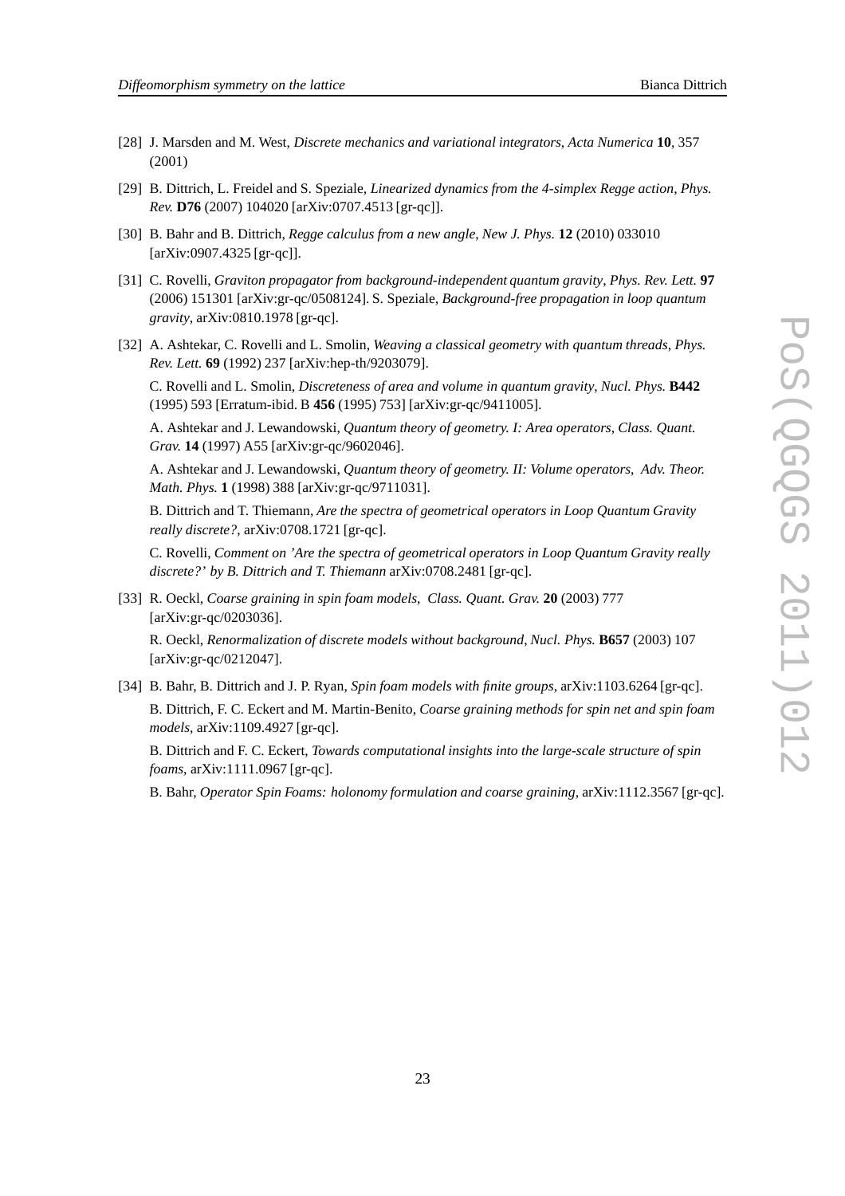[28] J. Marsden and M. West, *Discrete mechanics and variational integrators*, *Acta Numerica* **10**, 357 (2001)

[29] B. Dittrich, L. Freidel and S. Speziale, *Linearized dynamics from the 4-simplex Regge action*, *Phys. Rev.* **D76** (2007) 104020 [arXiv:0707.4513 [gr-qc]].

[30] B. Bahr and B. Dittrich, *Regge calculus from a new angle*, *New J. Phys.* **12** (2010) 033010 [arXiv:0907.4325 [gr-qc]].

[31] C. Rovelli, *Graviton propagator from background-independent quantum gravity*, *Phys. Rev. Lett.* **97** (2006) 151301 [arXiv:gr-qc/0508124]. S. Speziale, *Background-free propagation in loop quantum gravity*, arXiv:0810.1978 [gr-qc].

[32] A. Ashtekar, C. Rovelli and L. Smolin, *Weaving a classical geometry with quantum threads*, *Phys. Rev. Lett.* **69** (1992) 237 [arXiv:hep-th/9203079].

C. Rovelli and L. Smolin, *Discreteness of area and volume in quantum gravity*, *Nucl. Phys.* **B442** (1995) 593 [Erratum-ibid. B **456** (1995) 753] [arXiv:gr-qc/9411005].

A. Ashtekar and J. Lewandowski, *Quantum theory of geometry. I: Area operators*, *Class. Quant. Grav.* **14** (1997) A55 [arXiv:gr-qc/9602046].

A. Ashtekar and J. Lewandowski, *Quantum theory of geometry. II: Volume operators*, *Adv. Theor. Math. Phys.* **1** (1998) 388 [arXiv:gr-qc/9711031].

B. Dittrich and T. Thiemann, *Are the spectra of geometrical operators in Loop Quantum Gravity really discrete?*, arXiv:0708.1721 [gr-qc].

C. Rovelli, *Comment on 'Are the spectra of geometrical operators in Loop Quantum Gravity really discrete?' by B. Dittrich and T. Thiemann* arXiv:0708.2481 [gr-qc].

[33] R. Oeckl, *Coarse graining in spin foam models*, *Class. Quant. Grav.* **20** (2003) 777 [arXiv:gr-qc/0203036].

R. Oeckl, *Renormalization of discrete models without background*, *Nucl. Phys.* **B657** (2003) 107 [arXiv:gr-qc/0212047].

[34] B. Bahr, B. Dittrich and J. P. Ryan, *Spin foam models with finite groups*, arXiv:1103.6264 [gr-qc].

B. Dittrich, F. C. Eckert and M. Martin-Benito, *Coarse graining methods for spin net and spin foam models*, arXiv:1109.4927 [gr-qc].

B. Dittrich and F. C. Eckert, *Towards computational insights into the large-scale structure of spin foams*, arXiv:1111.0967 [gr-qc].

B. Bahr, *Operator Spin Foams: holonomy formulation and coarse graining*, arXiv:1112.3567 [gr-qc].